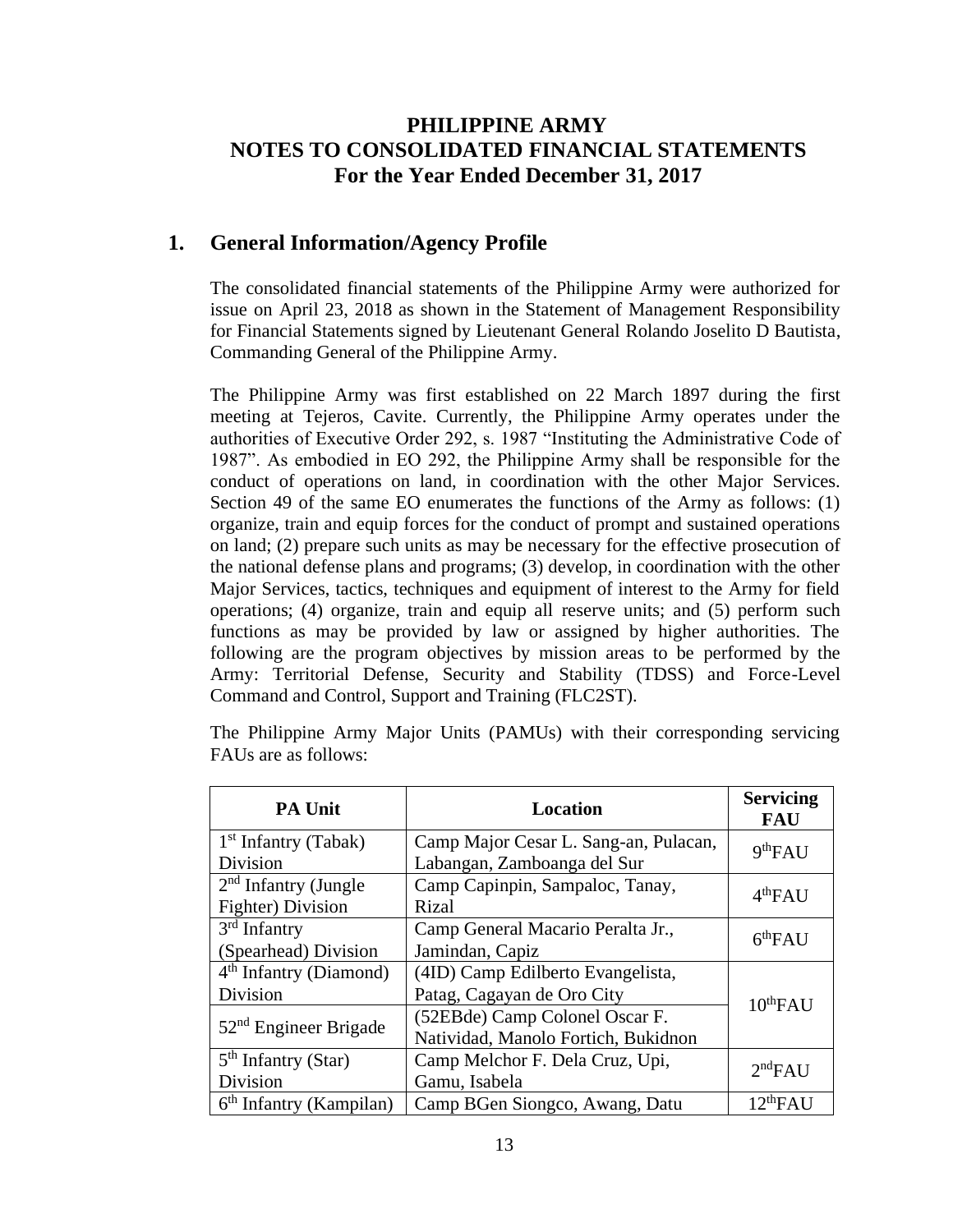# PHILIPPINE ARMY
# NOTES TO CONSOLIDATED FINANCIAL STATEMENTS
# For the Year Ended December 31, 2017

## 1. General Information/Agency Profile

The consolidated financial statements of the Philippine Army were authorized for issue on April 23, 2018 as shown in the Statement of Management Responsibility for Financial Statements signed by Lieutenant General Rolando Joselito D Bautista, Commanding General of the Philippine Army.

The Philippine Army was first established on 22 March 1897 during the first meeting at Tejeros, Cavite. Currently, the Philippine Army operates under the authorities of Executive Order 292, s. 1987 "Instituting the Administrative Code of 1987". As embodied in EO 292, the Philippine Army shall be responsible for the conduct of operations on land, in coordination with the other Major Services. Section 49 of the same EO enumerates the functions of the Army as follows: (1) organize, train and equip forces for the conduct of prompt and sustained operations on land; (2) prepare such units as may be necessary for the effective prosecution of the national defense plans and programs; (3) develop, in coordination with the other Major Services, tactics, techniques and equipment of interest to the Army for field operations; (4) organize, train and equip all reserve units; and (5) perform such functions as may be provided by law or assigned by higher authorities. The following are the program objectives by mission areas to be performed by the Army: Territorial Defense, Security and Stability (TDSS) and Force-Level Command and Control, Support and Training (FLC2ST).

The Philippine Army Major Units (PAMUs) with their corresponding servicing FAUs are as follows:

| PA Unit | Location | Servicing FAU |
|---|---|---|
| 1st Infantry (Tabak) Division | Camp Major Cesar L. Sang-an, Pulacan, Labangan, Zamboanga del Sur | 9thFAU |
| 2nd Infantry (Jungle Fighter) Division | Camp Capinpin, Sampaloc, Tanay, Rizal | 4thFAU |
| 3rd Infantry (Spearhead) Division | Camp General Macario Peralta Jr., Jamindan, Capiz | 6thFAU |
| 4th Infantry (Diamond) Division | (4ID) Camp Edilberto Evangelista, Patag, Cagayan de Oro City | 10thFAU |
| 52nd Engineer Brigade | (52EBde) Camp Colonel Oscar F. Natividad, Manolo Fortich, Bukidnon | |
| 5th Infantry (Star) Division | Camp Melchor F. Dela Cruz, Upi, Gamu, Isabela | 2ndFAU |
| 6th Infantry (Kampilan) | Camp BGen Siongco, Awang, Datu | 12thFAU |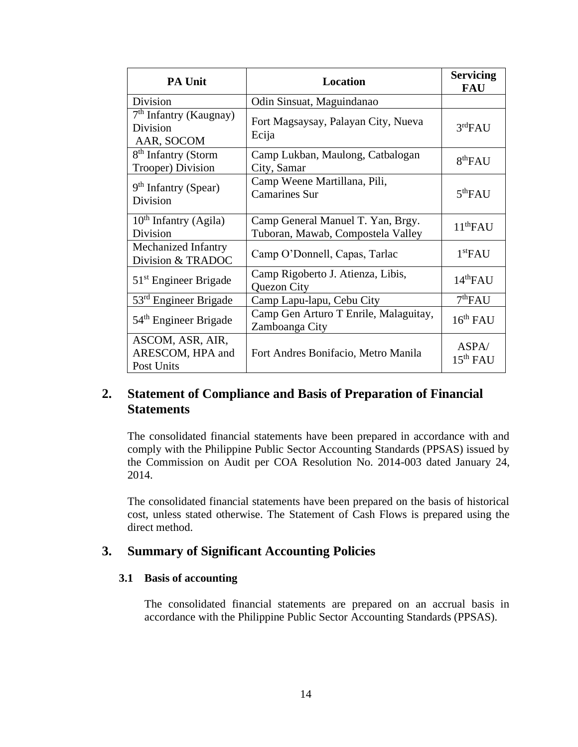| PA Unit | Location | Servicing FAU |
|---|---|---|
| Division | Odin Sinsuat, Maguindanao | |
| 7th Infantry (Kaugnay) Division AAR, SOCOM | Fort Magsaysay, Palayan City, Nueva Ecija | 3rdFAU |
| 8th Infantry (Storm Trooper) Division | Camp Lukban, Maulong, Catbalogan City, Samar | 8thFAU |
| 9th Infantry (Spear) Division | Camp Weene Martillana, Pili, Camarines Sur | 5thFAU |
| 10th Infantry (Agila) Division | Camp General Manuel T. Yan, Brgy. Tuboran, Mawab, Compostela Valley | 11thFAU |
| Mechanized Infantry Division & TRADOC | Camp O'Donnell, Capas, Tarlac | 1stFAU |
| 51st Engineer Brigade | Camp Rigoberto J. Atienza, Libis, Quezon City | 14thFAU |
| 53rd Engineer Brigade | Camp Lapu-lapu, Cebu City | 7thFAU |
| 54th Engineer Brigade | Camp Gen Arturo T Enrile, Malaguitay, Zamboanga City | 16th FAU |
| ASCOM, ASR, AIR, ARESCOM, HPA and Post Units | Fort Andres Bonifacio, Metro Manila | ASPA/ 15th FAU |

## 2. Statement of Compliance and Basis of Preparation of Financial Statements

The consolidated financial statements have been prepared in accordance with and comply with the Philippine Public Sector Accounting Standards (PPSAS) issued by the Commission on Audit per COA Resolution No. 2014-003 dated January 24, 2014.

The consolidated financial statements have been prepared on the basis of historical cost, unless stated otherwise. The Statement of Cash Flows is prepared using the direct method.

## 3. Summary of Significant Accounting Policies

### 3.1 Basis of accounting

The consolidated financial statements are prepared on an accrual basis in accordance with the Philippine Public Sector Accounting Standards (PPSAS).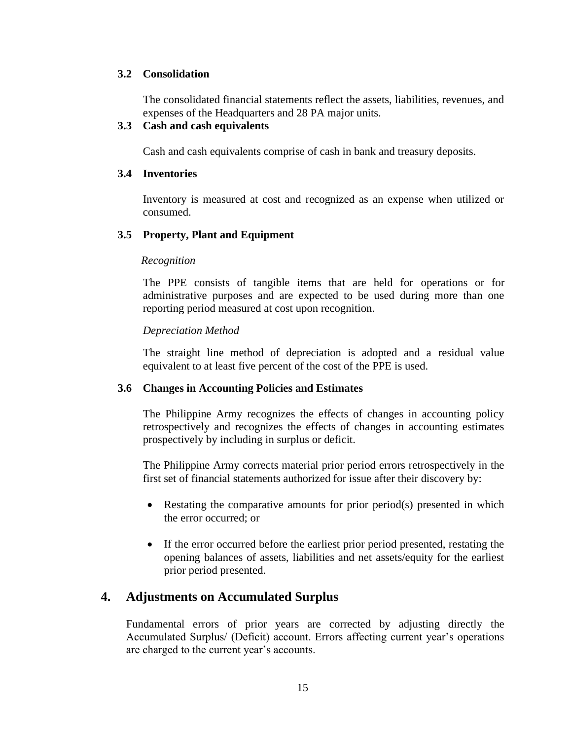### 3.2 Consolidation

The consolidated financial statements reflect the assets, liabilities, revenues, and expenses of the Headquarters and 28 PA major units.

### 3.3 Cash and cash equivalents

Cash and cash equivalents comprise of cash in bank and treasury deposits.

### 3.4 Inventories

Inventory is measured at cost and recognized as an expense when utilized or consumed.

### 3.5 Property, Plant and Equipment

*Recognition*

The PPE consists of tangible items that are held for operations or for administrative purposes and are expected to be used during more than one reporting period measured at cost upon recognition.

*Depreciation Method*

The straight line method of depreciation is adopted and a residual value equivalent to at least five percent of the cost of the PPE is used.

### 3.6 Changes in Accounting Policies and Estimates

The Philippine Army recognizes the effects of changes in accounting policy retrospectively and recognizes the effects of changes in accounting estimates prospectively by including in surplus or deficit.

The Philippine Army corrects material prior period errors retrospectively in the first set of financial statements authorized for issue after their discovery by:

- Restating the comparative amounts for prior period(s) presented in which the error occurred; or
- If the error occurred before the earliest prior period presented, restating the opening balances of assets, liabilities and net assets/equity for the earliest prior period presented.

## 4. Adjustments on Accumulated Surplus

Fundamental errors of prior years are corrected by adjusting directly the Accumulated Surplus/ (Deficit) account. Errors affecting current year's operations are charged to the current year's accounts.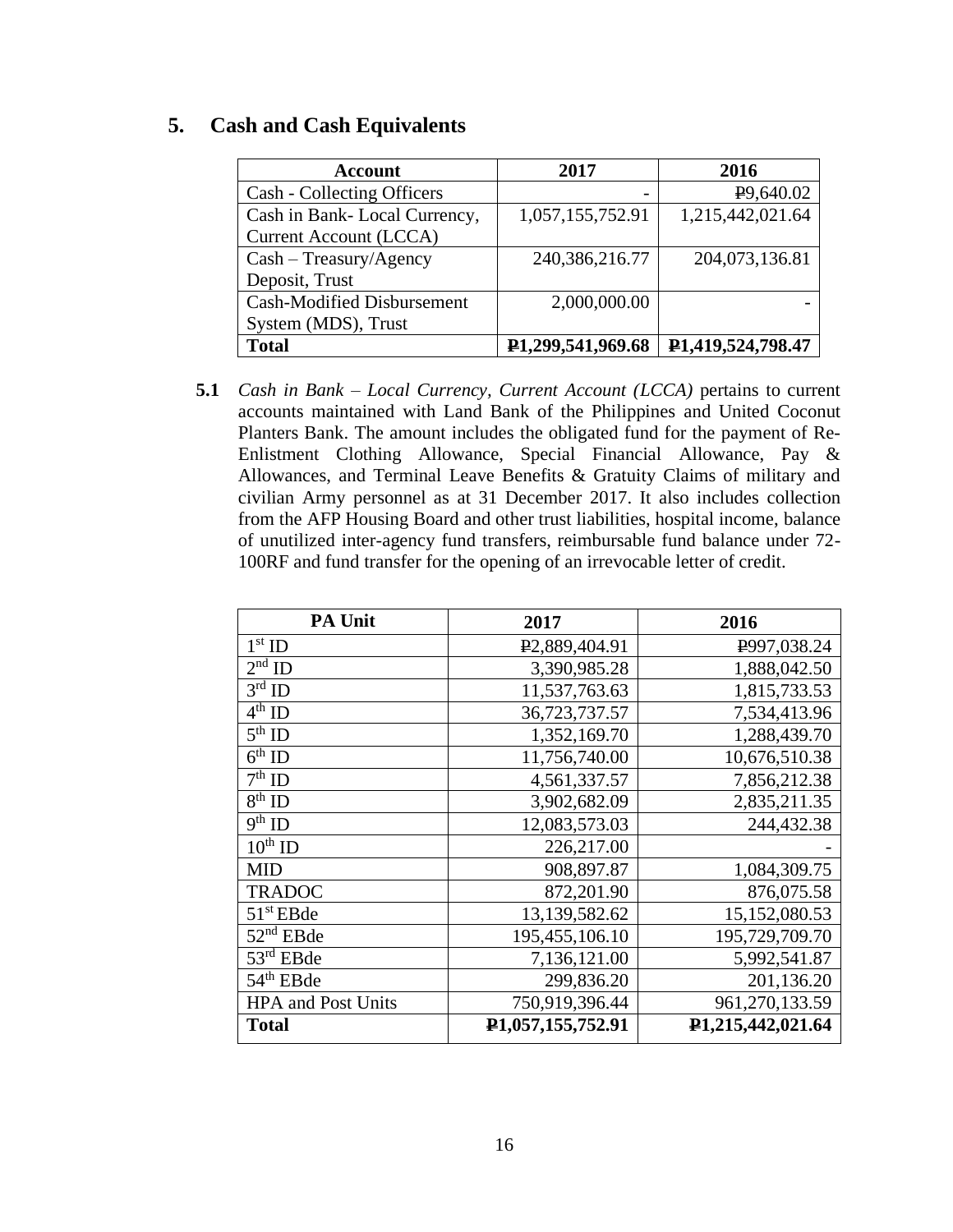## 5. Cash and Cash Equivalents

| Account | 2017 | 2016 |
|---|---|---|
| Cash - Collecting Officers | - | ₱9,640.02 |
| Cash in Bank- Local Currency, Current Account (LCCA) | 1,057,155,752.91 | 1,215,442,021.64 |
| Cash – Treasury/Agency Deposit, Trust | 240,386,216.77 | 204,073,136.81 |
| Cash-Modified Disbursement System (MDS), Trust | 2,000,000.00 | - |
| **Total** | **₱1,299,541,969.68** | **₱1,419,524,798.47** |

**5.1** *Cash in Bank – Local Currency, Current Account (LCCA)* pertains to current accounts maintained with Land Bank of the Philippines and United Coconut Planters Bank. The amount includes the obligated fund for the payment of Re-Enlistment Clothing Allowance, Special Financial Allowance, Pay & Allowances, and Terminal Leave Benefits & Gratuity Claims of military and civilian Army personnel as at 31 December 2017. It also includes collection from the AFP Housing Board and other trust liabilities, hospital income, balance of unutilized inter-agency fund transfers, reimbursable fund balance under 72-100RF and fund transfer for the opening of an irrevocable letter of credit.

| PA Unit | 2017 | 2016 |
|---|---|---|
| 1st ID | ₱2,889,404.91 | ₱997,038.24 |
| 2nd ID | 3,390,985.28 | 1,888,042.50 |
| 3rd ID | 11,537,763.63 | 1,815,733.53 |
| 4th ID | 36,723,737.57 | 7,534,413.96 |
| 5th ID | 1,352,169.70 | 1,288,439.70 |
| 6th ID | 11,756,740.00 | 10,676,510.38 |
| 7th ID | 4,561,337.57 | 7,856,212.38 |
| 8th ID | 3,902,682.09 | 2,835,211.35 |
| 9th ID | 12,083,573.03 | 244,432.38 |
| 10th ID | 226,217.00 | - |
| MID | 908,897.87 | 1,084,309.75 |
| TRADOC | 872,201.90 | 876,075.58 |
| 51st EBde | 13,139,582.62 | 15,152,080.53 |
| 52nd EBde | 195,455,106.10 | 195,729,709.70 |
| 53rd EBde | 7,136,121.00 | 5,992,541.87 |
| 54th EBde | 299,836.20 | 201,136.20 |
| HPA and Post Units | 750,919,396.44 | 961,270,133.59 |
| **Total** | **₱1,057,155,752.91** | **₱1,215,442,021.64** |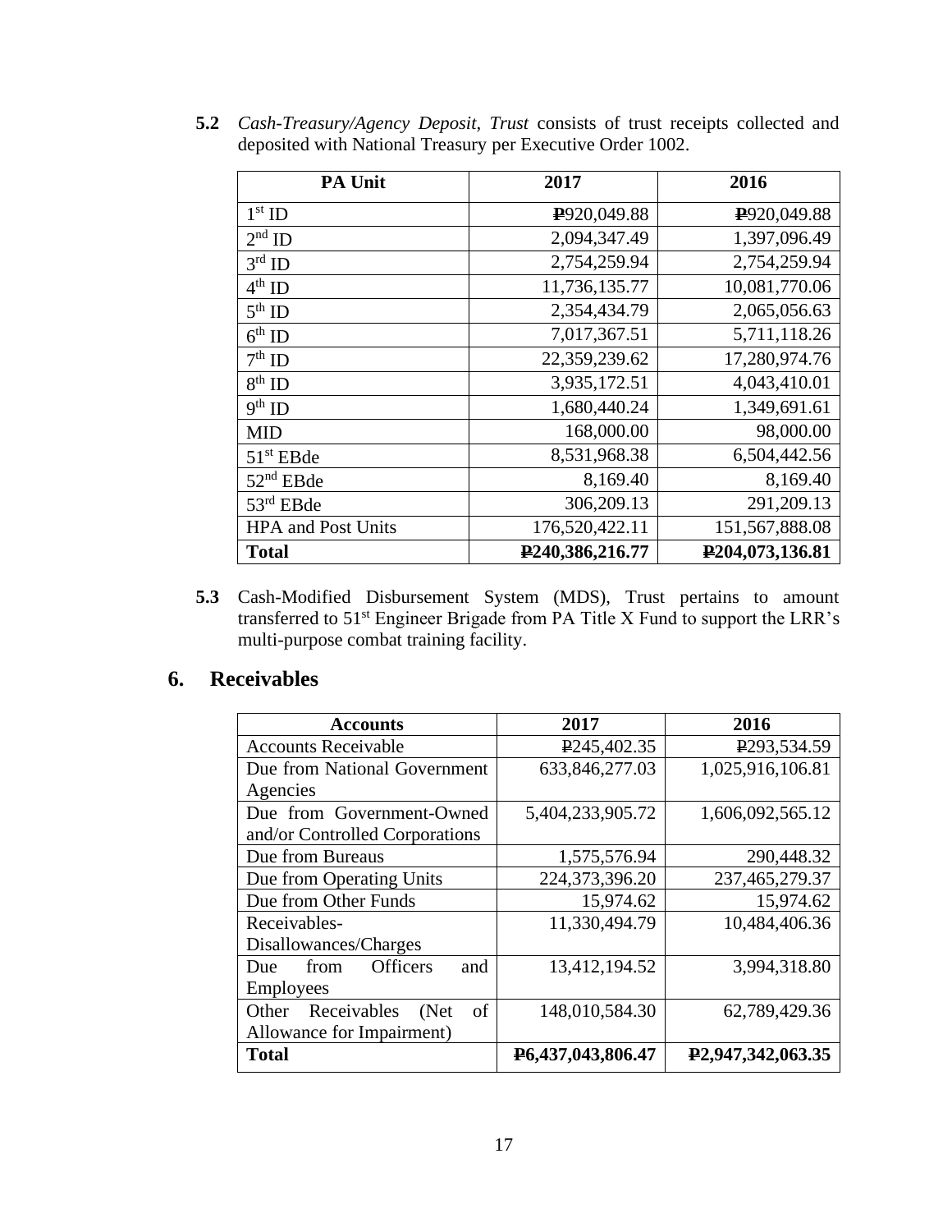**5.2** *Cash-Treasury/Agency Deposit, Trust* consists of trust receipts collected and deposited with National Treasury per Executive Order 1002.

| PA Unit | 2017 | 2016 |
|---|---|---|
| 1st ID | ₱920,049.88 | ₱920,049.88 |
| 2nd ID | 2,094,347.49 | 1,397,096.49 |
| 3rd ID | 2,754,259.94 | 2,754,259.94 |
| 4th ID | 11,736,135.77 | 10,081,770.06 |
| 5th ID | 2,354,434.79 | 2,065,056.63 |
| 6th ID | 7,017,367.51 | 5,711,118.26 |
| 7th ID | 22,359,239.62 | 17,280,974.76 |
| 8th ID | 3,935,172.51 | 4,043,410.01 |
| 9th ID | 1,680,440.24 | 1,349,691.61 |
| MID | 168,000.00 | 98,000.00 |
| 51st EBde | 8,531,968.38 | 6,504,442.56 |
| 52nd EBde | 8,169.40 | 8,169.40 |
| 53rd EBde | 306,209.13 | 291,209.13 |
| HPA and Post Units | 176,520,422.11 | 151,567,888.08 |
| **Total** | **₱240,386,216.77** | **₱204,073,136.81** |

**5.3** Cash-Modified Disbursement System (MDS), Trust pertains to amount transferred to 51st Engineer Brigade from PA Title X Fund to support the LRR's multi-purpose combat training facility.

## 6. Receivables

| Accounts | 2017 | 2016 |
|---|---|---|
| Accounts Receivable | ₱245,402.35 | ₱293,534.59 |
| Due from National Government Agencies | 633,846,277.03 | 1,025,916,106.81 |
| Due from Government-Owned and/or Controlled Corporations | 5,404,233,905.72 | 1,606,092,565.12 |
| Due from Bureaus | 1,575,576.94 | 290,448.32 |
| Due from Operating Units | 224,373,396.20 | 237,465,279.37 |
| Due from Other Funds | 15,974.62 | 15,974.62 |
| Receivables-Disallowances/Charges | 11,330,494.79 | 10,484,406.36 |
| Due from Officers and Employees | 13,412,194.52 | 3,994,318.80 |
| Other Receivables (Net of Allowance for Impairment) | 148,010,584.30 | 62,789,429.36 |
| **Total** | **₱6,437,043,806.47** | **₱2,947,342,063.35** |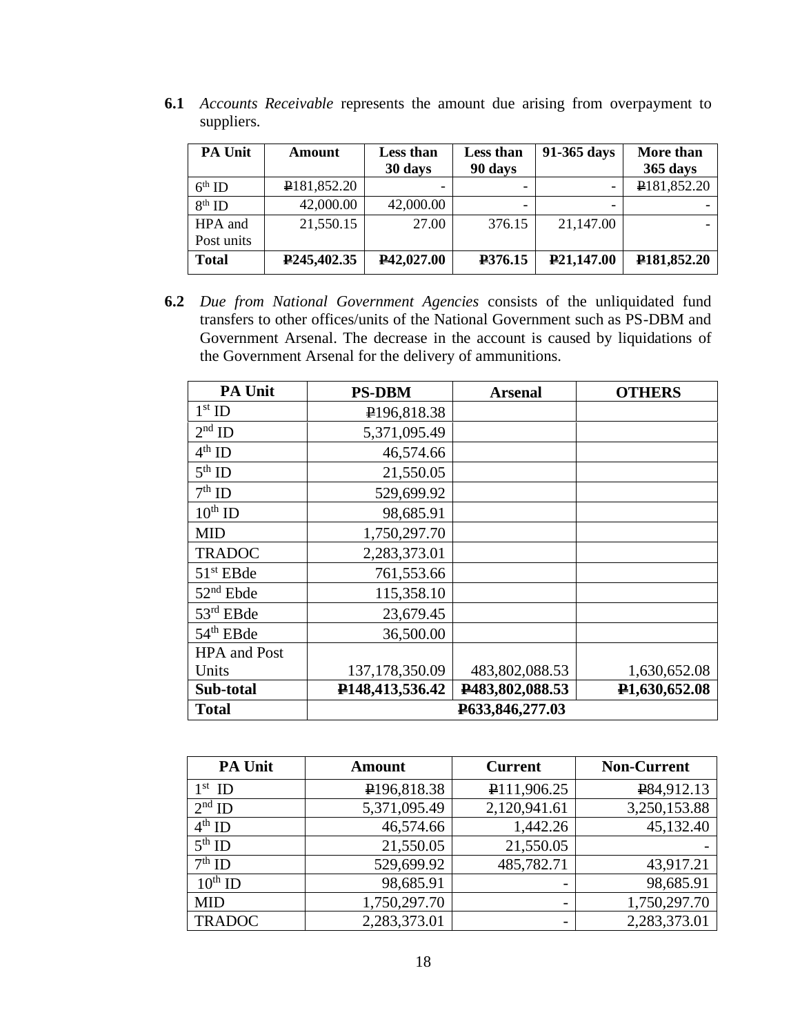**6.1** *Accounts Receivable* represents the amount due arising from overpayment to suppliers.

| PA Unit | Amount | Less than 30 days | Less than 90 days | 91-365 days | More than 365 days |
|---|---|---|---|---|---|
| 6th ID | ₱181,852.20 | - | - | - | ₱181,852.20 |
| 8th ID | 42,000.00 | 42,000.00 | - | - | - |
| HPA and Post units | 21,550.15 | 27.00 | 376.15 | 21,147.00 | - |
| **Total** | **₱245,402.35** | **₱42,027.00** | **₱376.15** | **₱21,147.00** | **₱181,852.20** |

**6.2** *Due from National Government Agencies* consists of the unliquidated fund transfers to other offices/units of the National Government such as PS-DBM and Government Arsenal. The decrease in the account is caused by liquidations of the Government Arsenal for the delivery of ammunitions.

| PA Unit | PS-DBM | Arsenal | OTHERS |
|---|---|---|---|
| 1st ID | ₱196,818.38 | | |
| 2nd ID | 5,371,095.49 | | |
| 4th ID | 46,574.66 | | |
| 5th ID | 21,550.05 | | |
| 7th ID | 529,699.92 | | |
| 10th ID | 98,685.91 | | |
| MID | 1,750,297.70 | | |
| TRADOC | 2,283,373.01 | | |
| 51st EBde | 761,553.66 | | |
| 52nd Ebde | 115,358.10 | | |
| 53rd EBde | 23,679.45 | | |
| 54th EBde | 36,500.00 | | |
| HPA and Post Units | 137,178,350.09 | 483,802,088.53 | 1,630,652.08 |
| **Sub-total** | **₱148,413,536.42** | **₱483,802,088.53** | **₱1,630,652.08** |
| **Total** | **₱633,846,277.03** | | |

| PA Unit | Amount | Current | Non-Current |
|---|---|---|---|
| 1st ID | ₱196,818.38 | ₱111,906.25 | ₱84,912.13 |
| 2nd ID | 5,371,095.49 | 2,120,941.61 | 3,250,153.88 |
| 4th ID | 46,574.66 | 1,442.26 | 45,132.40 |
| 5th ID | 21,550.05 | 21,550.05 | - |
| 7th ID | 529,699.92 | 485,782.71 | 43,917.21 |
| 10th ID | 98,685.91 | - | 98,685.91 |
| MID | 1,750,297.70 | - | 1,750,297.70 |
| TRADOC | 2,283,373.01 | - | 2,283,373.01 |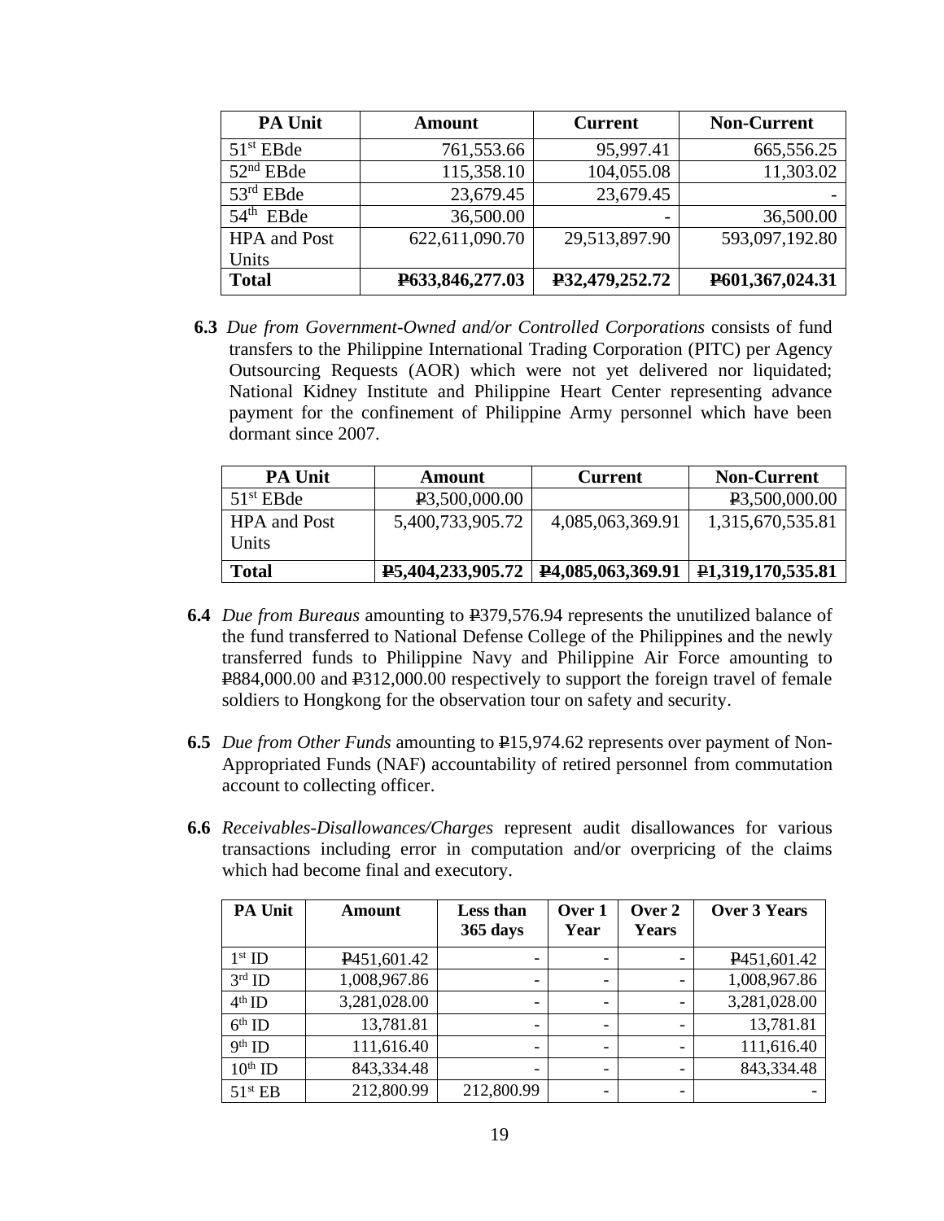| PA Unit | Amount | Current | Non-Current |
|---|---|---|---|
| 51st EBde | 761,553.66 | 95,997.41 | 665,556.25 |
| 52nd EBde | 115,358.10 | 104,055.08 | 11,303.02 |
| 53rd EBde | 23,679.45 | 23,679.45 | - |
| 54th EBde | 36,500.00 | - | 36,500.00 |
| HPA and Post Units | 622,611,090.70 | 29,513,897.90 | 593,097,192.80 |
| **Total** | **₱633,846,277.03** | **₱32,479,252.72** | **₱601,367,024.31** |

**6.3** *Due from Government-Owned and/or Controlled Corporations* consists of fund transfers to the Philippine International Trading Corporation (PITC) per Agency Outsourcing Requests (AOR) which were not yet delivered nor liquidated; National Kidney Institute and Philippine Heart Center representing advance payment for the confinement of Philippine Army personnel which have been dormant since 2007.

| PA Unit | Amount | Current | Non-Current |
|---|---|---|---|
| 51st EBde | ₱3,500,000.00 | | ₱3,500,000.00 |
| HPA and Post Units | 5,400,733,905.72 | 4,085,063,369.91 | 1,315,670,535.81 |
| **Total** | **₱5,404,233,905.72** | **₱4,085,063,369.91** | **₱1,319,170,535.81** |

**6.4** *Due from Bureaus* amounting to ₱379,576.94 represents the unutilized balance of the fund transferred to National Defense College of the Philippines and the newly transferred funds to Philippine Navy and Philippine Air Force amounting to ₱884,000.00 and ₱312,000.00 respectively to support the foreign travel of female soldiers to Hongkong for the observation tour on safety and security.

**6.5** *Due from Other Funds* amounting to ₱15,974.62 represents over payment of Non-Appropriated Funds (NAF) accountability of retired personnel from commutation account to collecting officer.

**6.6** *Receivables-Disallowances/Charges* represent audit disallowances for various transactions including error in computation and/or overpricing of the claims which had become final and executory.

| PA Unit | Amount | Less than 365 days | Over 1 Year | Over 2 Years | Over 3 Years |
|---|---|---|---|---|---|
| 1st ID | ₱451,601.42 | - | - | - | ₱451,601.42 |
| 3rd ID | 1,008,967.86 | - | - | - | 1,008,967.86 |
| 4th ID | 3,281,028.00 | - | - | - | 3,281,028.00 |
| 6th ID | 13,781.81 | - | - | - | 13,781.81 |
| 9th ID | 111,616.40 | - | - | - | 111,616.40 |
| 10th ID | 843,334.48 | - | - | - | 843,334.48 |
| 51st EB | 212,800.99 | 212,800.99 | - | - | - |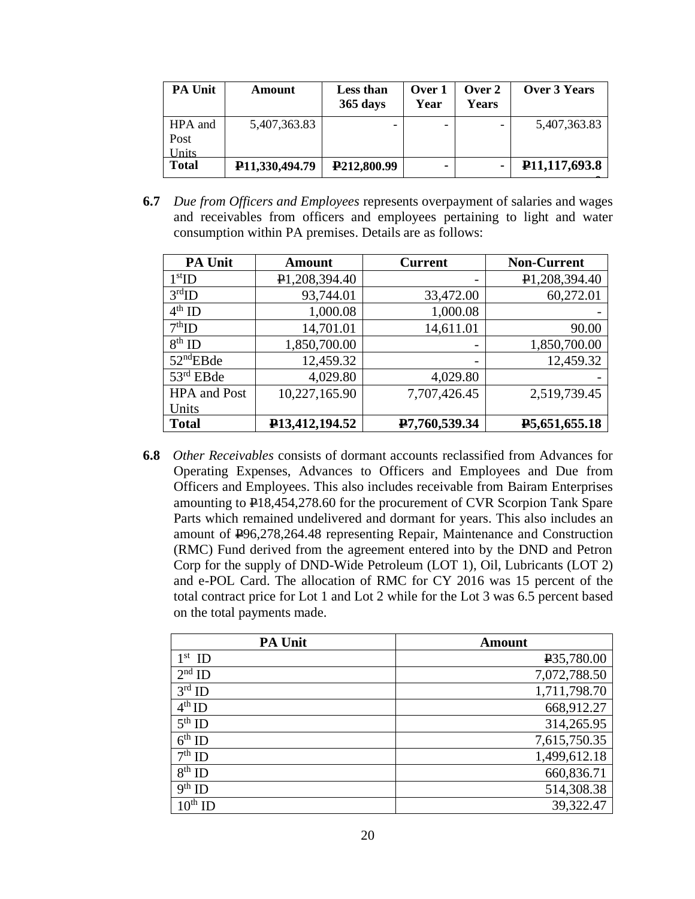| PA Unit | Amount | Less than 365 days | Over 1 Year | Over 2 Years | Over 3 Years |
|---|---|---|---|---|---|
| HPA and Post Units | 5,407,363.83 | - | - | - | 5,407,363.83 |
| **Total** | **₱11,330,494.79** | **₱212,800.99** | **-** | **-** | **₱11,117,693.80** |

**6.7** *Due from Officers and Employees* represents overpayment of salaries and wages and receivables from officers and employees pertaining to light and water consumption within PA premises. Details are as follows:

| PA Unit | Amount | Current | Non-Current |
|---|---|---|---|
| 1stID | ₱1,208,394.40 | - | ₱1,208,394.40 |
| 3rdID | 93,744.01 | 33,472.00 | 60,272.01 |
| 4th ID | 1,000.08 | 1,000.08 | - |
| 7thID | 14,701.01 | 14,611.01 | 90.00 |
| 8th ID | 1,850,700.00 | - | 1,850,700.00 |
| 52ndEBde | 12,459.32 | - | 12,459.32 |
| 53rd EBde | 4,029.80 | 4,029.80 | - |
| HPA and Post Units | 10,227,165.90 | 7,707,426.45 | 2,519,739.45 |
| **Total** | **₱13,412,194.52** | **₱7,760,539.34** | **₱5,651,655.18** |

**6.8** *Other Receivables* consists of dormant accounts reclassified from Advances for Operating Expenses, Advances to Officers and Employees and Due from Officers and Employees. This also includes receivable from Bairam Enterprises amounting to ₱18,454,278.60 for the procurement of CVR Scorpion Tank Spare Parts which remained undelivered and dormant for years. This also includes an amount of ₱96,278,264.48 representing Repair, Maintenance and Construction (RMC) Fund derived from the agreement entered into by the DND and Petron Corp for the supply of DND-Wide Petroleum (LOT 1), Oil, Lubricants (LOT 2) and e-POL Card. The allocation of RMC for CY 2016 was 15 percent of the total contract price for Lot 1 and Lot 2 while for the Lot 3 was 6.5 percent based on the total payments made.

| PA Unit | Amount |
|---|---|
| 1st ID | ₱35,780.00 |
| 2nd ID | 7,072,788.50 |
| 3rd ID | 1,711,798.70 |
| 4th ID | 668,912.27 |
| 5th ID | 314,265.95 |
| 6th ID | 7,615,750.35 |
| 7th ID | 1,499,612.18 |
| 8th ID | 660,836.71 |
| 9th ID | 514,308.38 |
| 10th ID | 39,322.47 |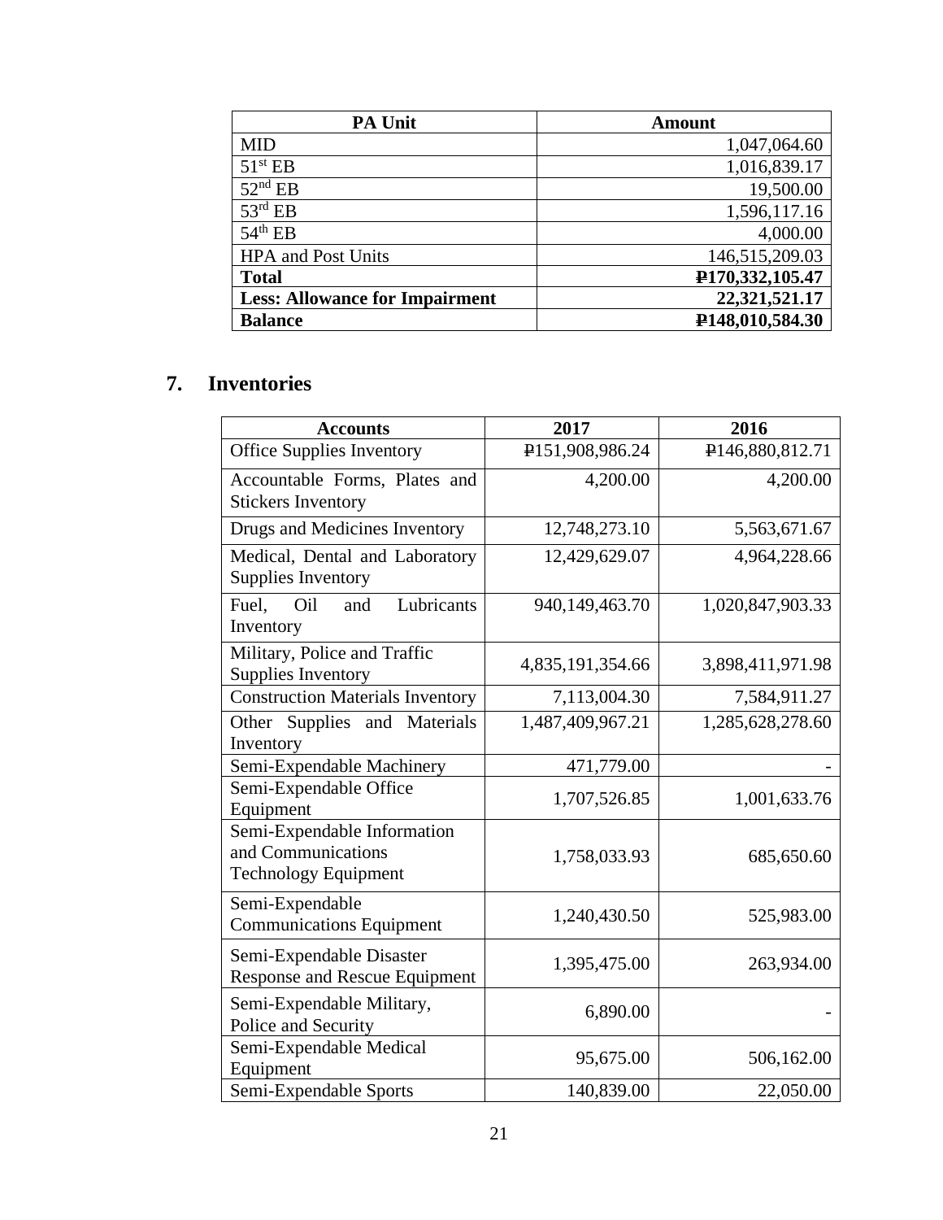| PA Unit | Amount |
|---|---|
| MID | 1,047,064.60 |
| 51st EB | 1,016,839.17 |
| 52nd EB | 19,500.00 |
| 53rd EB | 1,596,117.16 |
| 54th EB | 4,000.00 |
| HPA and Post Units | 146,515,209.03 |
| **Total** | **₱170,332,105.47** |
| **Less: Allowance for Impairment** | **22,321,521.17** |
| **Balance** | **₱148,010,584.30** |

## 7. Inventories

| Accounts | 2017 | 2016 |
|---|---|---|
| Office Supplies Inventory | ₱151,908,986.24 | ₱146,880,812.71 |
| Accountable Forms, Plates and Stickers Inventory | 4,200.00 | 4,200.00 |
| Drugs and Medicines Inventory | 12,748,273.10 | 5,563,671.67 |
| Medical, Dental and Laboratory Supplies Inventory | 12,429,629.07 | 4,964,228.66 |
| Fuel, Oil and Lubricants Inventory | 940,149,463.70 | 1,020,847,903.33 |
| Military, Police and Traffic Supplies Inventory | 4,835,191,354.66 | 3,898,411,971.98 |
| Construction Materials Inventory | 7,113,004.30 | 7,584,911.27 |
| Other Supplies and Materials Inventory | 1,487,409,967.21 | 1,285,628,278.60 |
| Semi-Expendable Machinery | 471,779.00 | - |
| Semi-Expendable Office Equipment | 1,707,526.85 | 1,001,633.76 |
| Semi-Expendable Information and Communications Technology Equipment | 1,758,033.93 | 685,650.60 |
| Semi-Expendable Communications Equipment | 1,240,430.50 | 525,983.00 |
| Semi-Expendable Disaster Response and Rescue Equipment | 1,395,475.00 | 263,934.00 |
| Semi-Expendable Military, Police and Security | 6,890.00 | - |
| Semi-Expendable Medical Equipment | 95,675.00 | 506,162.00 |
| Semi-Expendable Sports | 140,839.00 | 22,050.00 |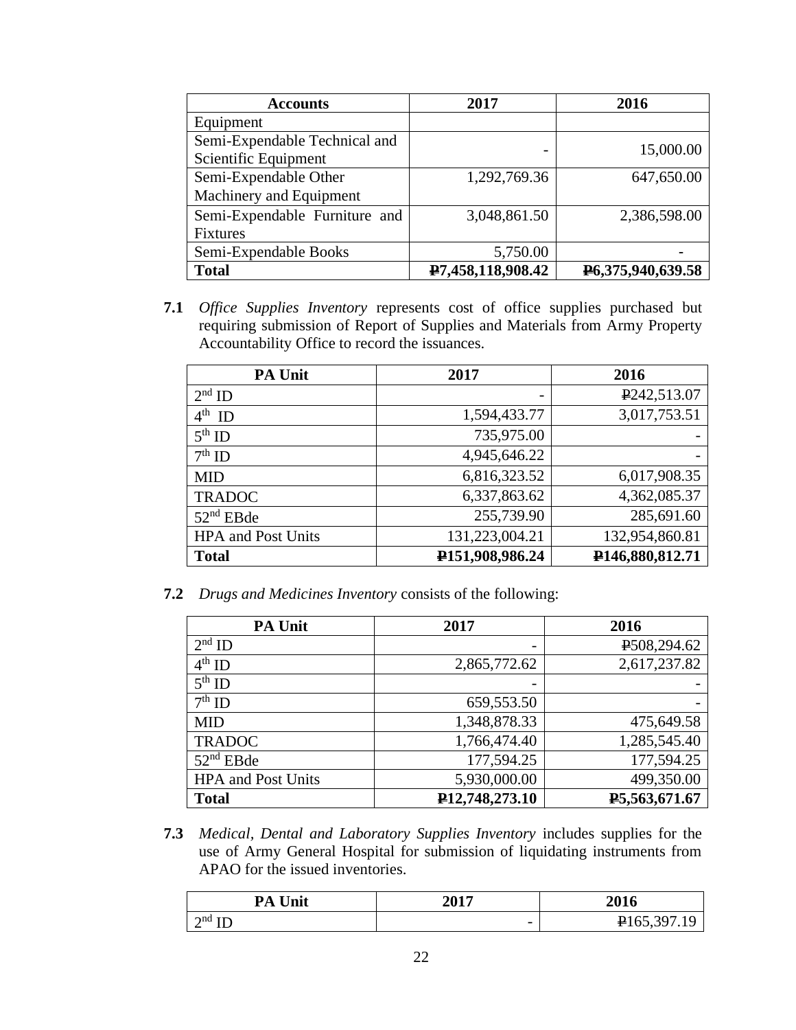| Accounts | 2017 | 2016 |
|---|---|---|
| Equipment | | |
| Semi-Expendable Technical and Scientific Equipment | - | 15,000.00 |
| Semi-Expendable Other Machinery and Equipment | 1,292,769.36 | 647,650.00 |
| Semi-Expendable Furniture and Fixtures | 3,048,861.50 | 2,386,598.00 |
| Semi-Expendable Books | 5,750.00 | - |
| **Total** | **₱7,458,118,908.42** | **₱6,375,940,639.58** |

**7.1** *Office Supplies Inventory* represents cost of office supplies purchased but requiring submission of Report of Supplies and Materials from Army Property Accountability Office to record the issuances.

| PA Unit | 2017 | 2016 |
|---|---|---|
| 2nd ID | - | ₱242,513.07 |
| 4th ID | 1,594,433.77 | 3,017,753.51 |
| 5th ID | 735,975.00 | - |
| 7th ID | 4,945,646.22 | - |
| MID | 6,816,323.52 | 6,017,908.35 |
| TRADOC | 6,337,863.62 | 4,362,085.37 |
| 52nd EBde | 255,739.90 | 285,691.60 |
| HPA and Post Units | 131,223,004.21 | 132,954,860.81 |
| **Total** | **₱151,908,986.24** | **₱146,880,812.71** |

**7.2** *Drugs and Medicines Inventory* consists of the following:

| PA Unit | 2017 | 2016 |
|---|---|---|
| 2nd ID | - | ₱508,294.62 |
| 4th ID | 2,865,772.62 | 2,617,237.82 |
| 5th ID | - | - |
| 7th ID | 659,553.50 | - |
| MID | 1,348,878.33 | 475,649.58 |
| TRADOC | 1,766,474.40 | 1,285,545.40 |
| 52nd EBde | 177,594.25 | 177,594.25 |
| HPA and Post Units | 5,930,000.00 | 499,350.00 |
| **Total** | **₱12,748,273.10** | **₱5,563,671.67** |

**7.3** *Medical, Dental and Laboratory Supplies Inventory* includes supplies for the use of Army General Hospital for submission of liquidating instruments from APAO for the issued inventories.

| PA Unit | 2017 | 2016 |
|---|---|---|
| 2nd ID | - | ₱165,397.19 |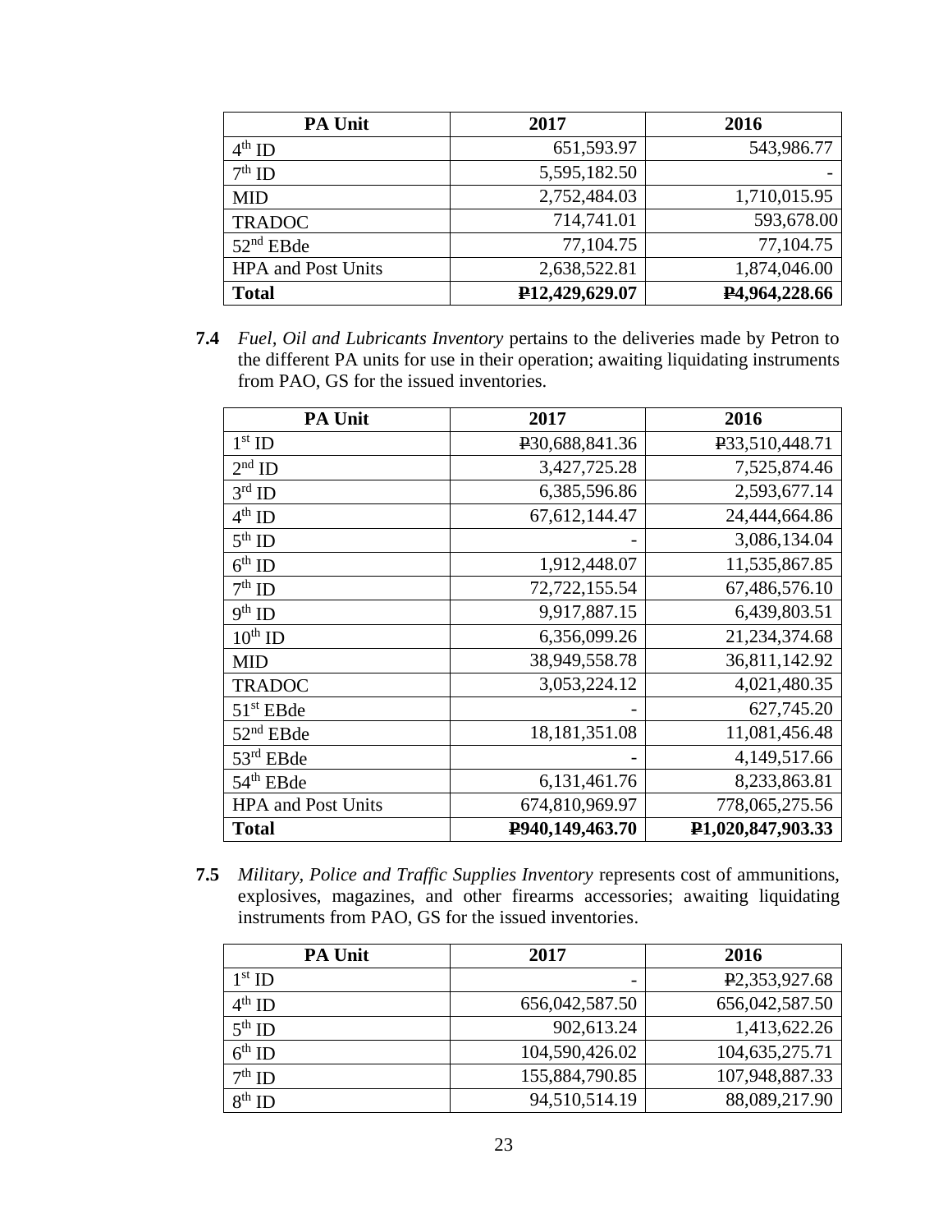| PA Unit | 2017 | 2016 |
|---|---|---|
| 4th ID | 651,593.97 | 543,986.77 |
| 7th ID | 5,595,182.50 | - |
| MID | 2,752,484.03 | 1,710,015.95 |
| TRADOC | 714,741.01 | 593,678.00 |
| 52nd EBde | 77,104.75 | 77,104.75 |
| HPA and Post Units | 2,638,522.81 | 1,874,046.00 |
| **Total** | **₱12,429,629.07** | **₱4,964,228.66** |

**7.4** *Fuel, Oil and Lubricants Inventory* pertains to the deliveries made by Petron to the different PA units for use in their operation; awaiting liquidating instruments from PAO, GS for the issued inventories.

| PA Unit | 2017 | 2016 |
|---|---|---|
| 1st ID | ₱30,688,841.36 | ₱33,510,448.71 |
| 2nd ID | 3,427,725.28 | 7,525,874.46 |
| 3rd ID | 6,385,596.86 | 2,593,677.14 |
| 4th ID | 67,612,144.47 | 24,444,664.86 |
| 5th ID | - | 3,086,134.04 |
| 6th ID | 1,912,448.07 | 11,535,867.85 |
| 7th ID | 72,722,155.54 | 67,486,576.10 |
| 9th ID | 9,917,887.15 | 6,439,803.51 |
| 10th ID | 6,356,099.26 | 21,234,374.68 |
| MID | 38,949,558.78 | 36,811,142.92 |
| TRADOC | 3,053,224.12 | 4,021,480.35 |
| 51st EBde | - | 627,745.20 |
| 52nd EBde | 18,181,351.08 | 11,081,456.48 |
| 53rd EBde | - | 4,149,517.66 |
| 54th EBde | 6,131,461.76 | 8,233,863.81 |
| HPA and Post Units | 674,810,969.97 | 778,065,275.56 |
| **Total** | **₱940,149,463.70** | **₱1,020,847,903.33** |

**7.5** *Military, Police and Traffic Supplies Inventory* represents cost of ammunitions, explosives, magazines, and other firearms accessories; awaiting liquidating instruments from PAO, GS for the issued inventories.

| PA Unit | 2017 | 2016 |
|---|---|---|
| 1st ID | - | ₱2,353,927.68 |
| 4th ID | 656,042,587.50 | 656,042,587.50 |
| 5th ID | 902,613.24 | 1,413,622.26 |
| 6th ID | 104,590,426.02 | 104,635,275.71 |
| 7th ID | 155,884,790.85 | 107,948,887.33 |
| 8th ID | 94,510,514.19 | 88,089,217.90 |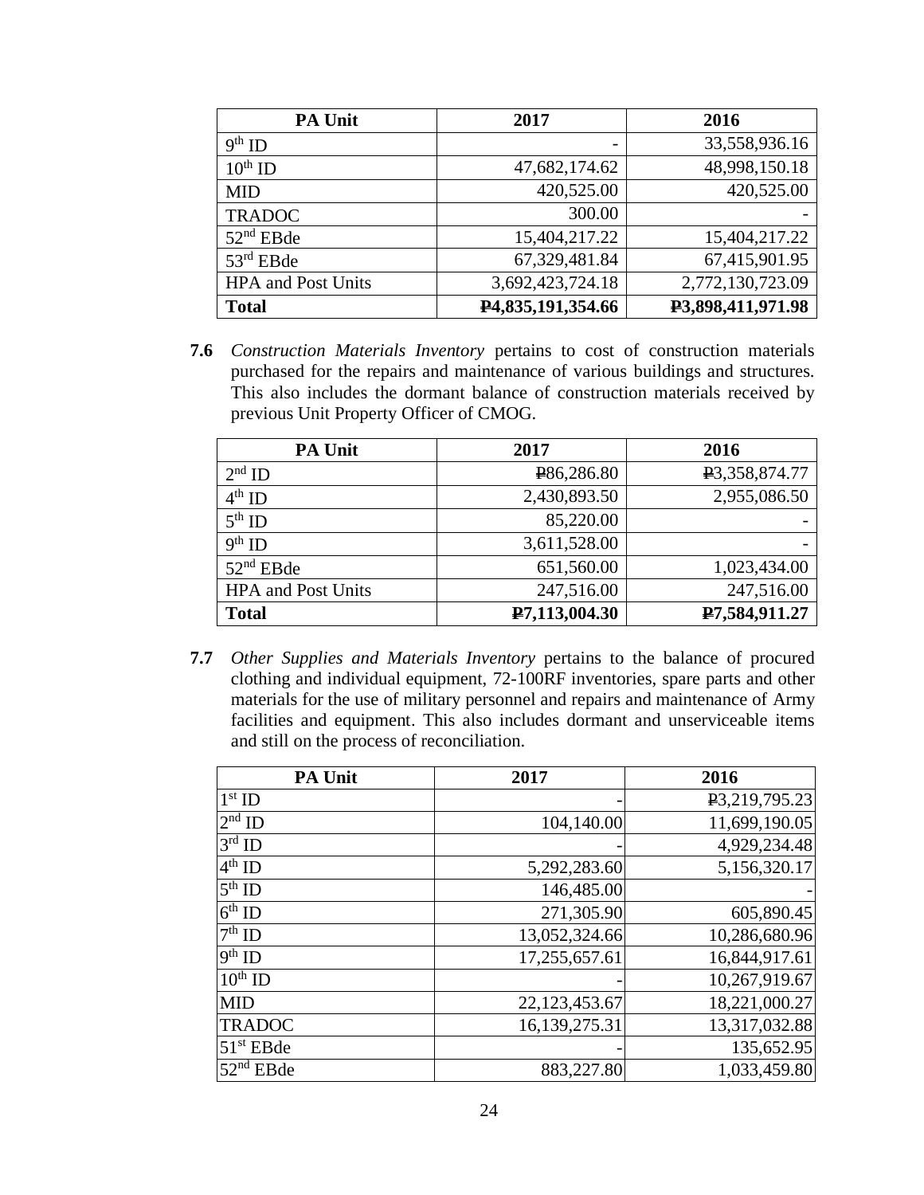| PA Unit | 2017 | 2016 |
|---|---|---|
| 9th ID | - | 33,558,936.16 |
| 10th ID | 47,682,174.62 | 48,998,150.18 |
| MID | 420,525.00 | 420,525.00 |
| TRADOC | 300.00 | - |
| 52nd EBde | 15,404,217.22 | 15,404,217.22 |
| 53rd EBde | 67,329,481.84 | 67,415,901.95 |
| HPA and Post Units | 3,692,423,724.18 | 2,772,130,723.09 |
| **Total** | **₱4,835,191,354.66** | **₱3,898,411,971.98** |

**7.6** *Construction Materials Inventory* pertains to cost of construction materials purchased for the repairs and maintenance of various buildings and structures. This also includes the dormant balance of construction materials received by previous Unit Property Officer of CMOG.

| PA Unit | 2017 | 2016 |
|---|---|---|
| 2nd ID | ₱86,286.80 | ₱3,358,874.77 |
| 4th ID | 2,430,893.50 | 2,955,086.50 |
| 5th ID | 85,220.00 | - |
| 9th ID | 3,611,528.00 | - |
| 52nd EBde | 651,560.00 | 1,023,434.00 |
| HPA and Post Units | 247,516.00 | 247,516.00 |
| **Total** | **₱7,113,004.30** | **₱7,584,911.27** |

**7.7** *Other Supplies and Materials Inventory* pertains to the balance of procured clothing and individual equipment, 72-100RF inventories, spare parts and other materials for the use of military personnel and repairs and maintenance of Army facilities and equipment. This also includes dormant and unserviceable items and still on the process of reconciliation.

| PA Unit | 2017 | 2016 |
|---|---|---|
| 1st ID | - | ₱3,219,795.23 |
| 2nd ID | 104,140.00 | 11,699,190.05 |
| 3rd ID | - | 4,929,234.48 |
| 4th ID | 5,292,283.60 | 5,156,320.17 |
| 5th ID | 146,485.00 | - |
| 6th ID | 271,305.90 | 605,890.45 |
| 7th ID | 13,052,324.66 | 10,286,680.96 |
| 9th ID | 17,255,657.61 | 16,844,917.61 |
| 10th ID | - | 10,267,919.67 |
| MID | 22,123,453.67 | 18,221,000.27 |
| TRADOC | 16,139,275.31 | 13,317,032.88 |
| 51st EBde | - | 135,652.95 |
| 52nd EBde | 883,227.80 | 1,033,459.80 |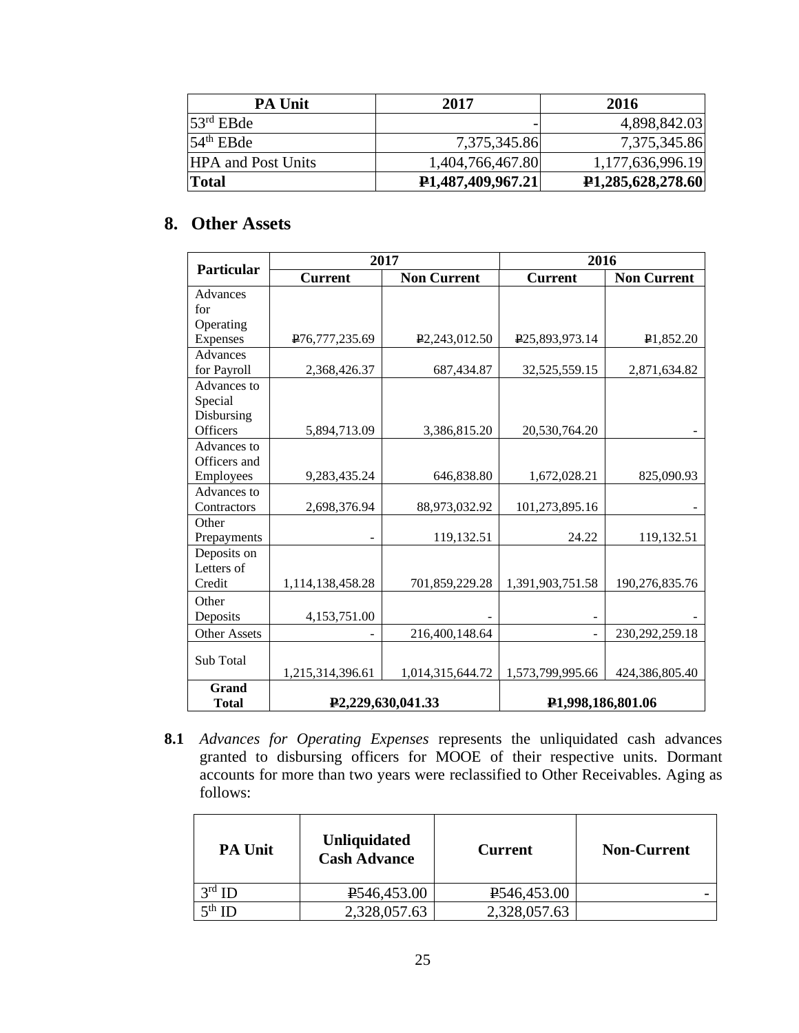| PA Unit | 2017 | 2016 |
|---|---|---|
| 53rd EBde | - | 4,898,842.03 |
| 54th EBde | 7,375,345.86 | 7,375,345.86 |
| HPA and Post Units | 1,404,766,467.80 | 1,177,636,996.19 |
| **Total** | **₱1,487,409,967.21** | **₱1,285,628,278.60** |

## 8. Other Assets

| Particular | 2017 | | 2016 | |
|---|---|---|---|---|
| | **Current** | **Non Current** | **Current** | **Non Current** |
| Advances for Operating Expenses | ₱76,777,235.69 | ₱2,243,012.50 | ₱25,893,973.14 | ₱1,852.20 |
| Advances for Payroll | 2,368,426.37 | 687,434.87 | 32,525,559.15 | 2,871,634.82 |
| Advances to Special Disbursing Officers | 5,894,713.09 | 3,386,815.20 | 20,530,764.20 | - |
| Advances to Officers and Employees | 9,283,435.24 | 646,838.80 | 1,672,028.21 | 825,090.93 |
| Advances to Contractors | 2,698,376.94 | 88,973,032.92 | 101,273,895.16 | - |
| Other Prepayments | - | 119,132.51 | 24.22 | 119,132.51 |
| Deposits on Letters of Credit | 1,114,138,458.28 | 701,859,229.28 | 1,391,903,751.58 | 190,276,835.76 |
| Other Deposits | 4,153,751.00 | - | - | - |
| Other Assets | - | 216,400,148.64 | - | 230,292,259.18 |
| Sub Total | 1,215,314,396.61 | 1,014,315,644.72 | 1,573,799,995.66 | 424,386,805.40 |
| **Grand Total** | **₱2,229,630,041.33** | | **₱1,998,186,801.06** | |

**8.1** *Advances for Operating Expenses* represents the unliquidated cash advances granted to disbursing officers for MOOE of their respective units. Dormant accounts for more than two years were reclassified to Other Receivables. Aging as follows:

| PA Unit | Unliquidated Cash Advance | Current | Non-Current |
|---|---|---|---|
| 3rd ID | ₱546,453.00 | ₱546,453.00 | - |
| 5th ID | 2,328,057.63 | 2,328,057.63 | |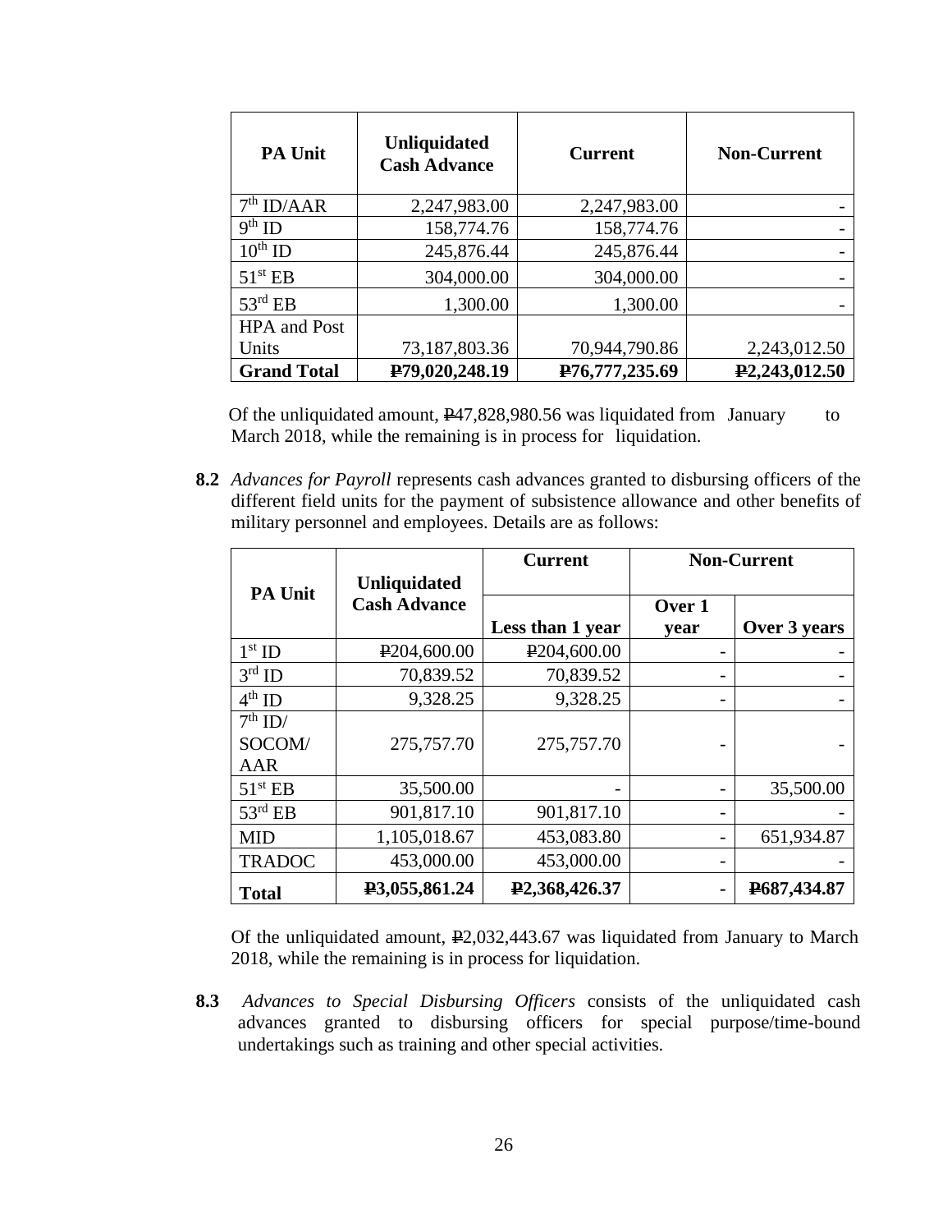| PA Unit | Unliquidated Cash Advance | Current | Non-Current |
|---|---|---|---|
| 7th ID/AAR | 2,247,983.00 | 2,247,983.00 | - |
| 9th ID | 158,774.76 | 158,774.76 | - |
| 10th ID | 245,876.44 | 245,876.44 | - |
| 51st EB | 304,000.00 | 304,000.00 | - |
| 53rd EB | 1,300.00 | 1,300.00 | - |
| HPA and Post Units | 73,187,803.36 | 70,944,790.86 | 2,243,012.50 |
| **Grand Total** | **₱79,020,248.19** | **₱76,777,235.69** | **₱2,243,012.50** |

Of the unliquidated amount, ₱47,828,980.56 was liquidated from January to March 2018, while the remaining is in process for liquidation.

**8.2** *Advances for Payroll* represents cash advances granted to disbursing officers of the different field units for the payment of subsistence allowance and other benefits of military personnel and employees. Details are as follows:

| PA Unit | Unliquidated Cash Advance | Current | Non-Current | |
|---|---|---|---|---|
| | | Less than 1 year | Over 1 year | Over 3 years |
| 1st ID | ₱204,600.00 | ₱204,600.00 | - | - |
| 3rd ID | 70,839.52 | 70,839.52 | - | - |
| 4th ID | 9,328.25 | 9,328.25 | - | - |
| 7th ID/ SOCOM/ AAR | 275,757.70 | 275,757.70 | - | - |
| 51st EB | 35,500.00 | - | - | 35,500.00 |
| 53rd EB | 901,817.10 | 901,817.10 | - | - |
| MID | 1,105,018.67 | 453,083.80 | - | 651,934.87 |
| TRADOC | 453,000.00 | 453,000.00 | - | - |
| **Total** | **₱3,055,861.24** | **₱2,368,426.37** | **-** | **₱687,434.87** |

Of the unliquidated amount, ₱2,032,443.67 was liquidated from January to March 2018, while the remaining is in process for liquidation.

**8.3** *Advances to Special Disbursing Officers* consists of the unliquidated cash advances granted to disbursing officers for special purpose/time-bound undertakings such as training and other special activities.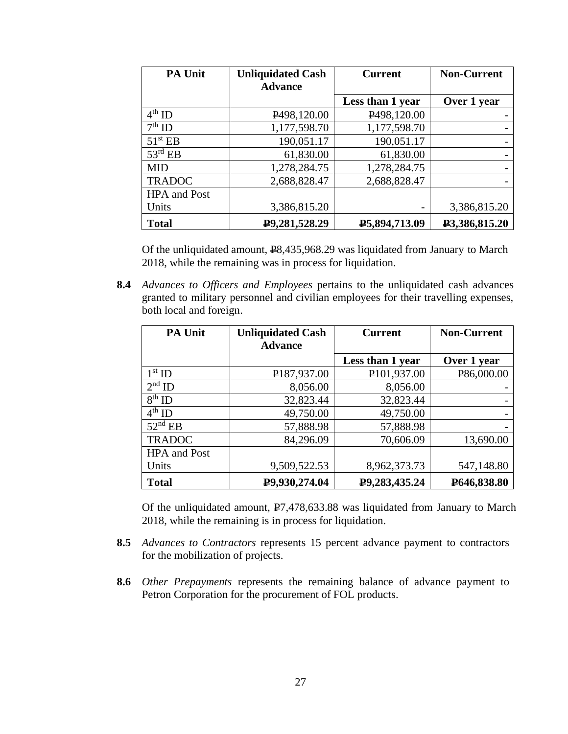| PA Unit | Unliquidated Cash Advance | Current | Non-Current |
|---|---|---|---|
| | | Less than 1 year | Over 1 year |
| 4th ID | ₱498,120.00 | ₱498,120.00 | - |
| 7th ID | 1,177,598.70 | 1,177,598.70 | - |
| 51st EB | 190,051.17 | 190,051.17 | - |
| 53rd EB | 61,830.00 | 61,830.00 | - |
| MID | 1,278,284.75 | 1,278,284.75 | - |
| TRADOC | 2,688,828.47 | 2,688,828.47 | - |
| HPA and Post Units | 3,386,815.20 | - | 3,386,815.20 |
| **Total** | **₱9,281,528.29** | **₱5,894,713.09** | **₱3,386,815.20** |

Of the unliquidated amount, ₱8,435,968.29 was liquidated from January to March 2018, while the remaining was in process for liquidation.

**8.4** *Advances to Officers and Employees* pertains to the unliquidated cash advances granted to military personnel and civilian employees for their travelling expenses, both local and foreign.

| PA Unit | Unliquidated Cash Advance | Current | Non-Current |
|---|---|---|---|
| | | Less than 1 year | Over 1 year |
| 1st ID | ₱187,937.00 | ₱101,937.00 | ₱86,000.00 |
| 2nd ID | 8,056.00 | 8,056.00 | - |
| 8th ID | 32,823.44 | 32,823.44 | - |
| 4th ID | 49,750.00 | 49,750.00 | - |
| 52nd EB | 57,888.98 | 57,888.98 | - |
| TRADOC | 84,296.09 | 70,606.09 | 13,690.00 |
| HPA and Post Units | 9,509,522.53 | 8,962,373.73 | 547,148.80 |
| **Total** | **₱9,930,274.04** | **₱9,283,435.24** | **₱646,838.80** |

Of the unliquidated amount, ₱7,478,633.88 was liquidated from January to March 2018, while the remaining is in process for liquidation.

**8.5** *Advances to Contractors* represents 15 percent advance payment to contractors for the mobilization of projects.

**8.6** *Other Prepayments* represents the remaining balance of advance payment to Petron Corporation for the procurement of FOL products.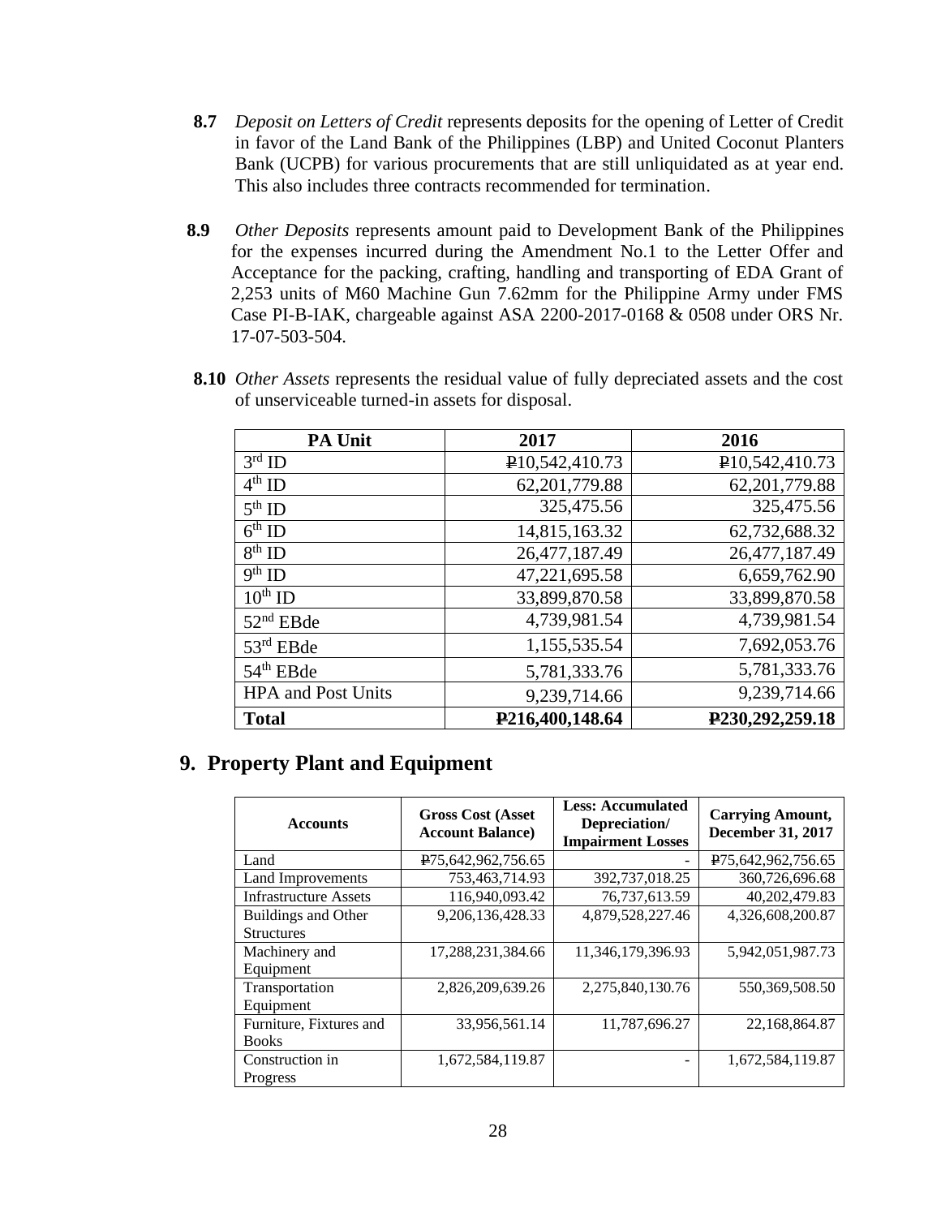**8.7** *Deposit on Letters of Credit* represents deposits for the opening of Letter of Credit in favor of the Land Bank of the Philippines (LBP) and United Coconut Planters Bank (UCPB) for various procurements that are still unliquidated as at year end. This also includes three contracts recommended for termination.

**8.9** *Other Deposits* represents amount paid to Development Bank of the Philippines for the expenses incurred during the Amendment No.1 to the Letter Offer and Acceptance for the packing, crafting, handling and transporting of EDA Grant of 2,253 units of M60 Machine Gun 7.62mm for the Philippine Army under FMS Case PI-B-IAK, chargeable against ASA 2200-2017-0168 & 0508 under ORS Nr. 17-07-503-504.

**8.10** *Other Assets* represents the residual value of fully depreciated assets and the cost of unserviceable turned-in assets for disposal.

| PA Unit | 2017 | 2016 |
|---|---|---|
| 3rd ID | ₱10,542,410.73 | ₱10,542,410.73 |
| 4th ID | 62,201,779.88 | 62,201,779.88 |
| 5th ID | 325,475.56 | 325,475.56 |
| 6th ID | 14,815,163.32 | 62,732,688.32 |
| 8th ID | 26,477,187.49 | 26,477,187.49 |
| 9th ID | 47,221,695.58 | 6,659,762.90 |
| 10th ID | 33,899,870.58 | 33,899,870.58 |
| 52nd EBde | 4,739,981.54 | 4,739,981.54 |
| 53rd EBde | 1,155,535.54 | 7,692,053.76 |
| 54th EBde | 5,781,333.76 | 5,781,333.76 |
| HPA and Post Units | 9,239,714.66 | 9,239,714.66 |
| **Total** | **₱216,400,148.64** | **₱230,292,259.18** |

## 9. Property Plant and Equipment

| Accounts | Gross Cost (Asset Account Balance) | Less: Accumulated Depreciation/ Impairment Losses | Carrying Amount, December 31, 2017 |
|---|---|---|---|
| Land | ₱75,642,962,756.65 | - | ₱75,642,962,756.65 |
| Land Improvements | 753,463,714.93 | 392,737,018.25 | 360,726,696.68 |
| Infrastructure Assets | 116,940,093.42 | 76,737,613.59 | 40,202,479.83 |
| Buildings and Other Structures | 9,206,136,428.33 | 4,879,528,227.46 | 4,326,608,200.87 |
| Machinery and Equipment | 17,288,231,384.66 | 11,346,179,396.93 | 5,942,051,987.73 |
| Transportation Equipment | 2,826,209,639.26 | 2,275,840,130.76 | 550,369,508.50 |
| Furniture, Fixtures and Books | 33,956,561.14 | 11,787,696.27 | 22,168,864.87 |
| Construction in Progress | 1,672,584,119.87 | - | 1,672,584,119.87 |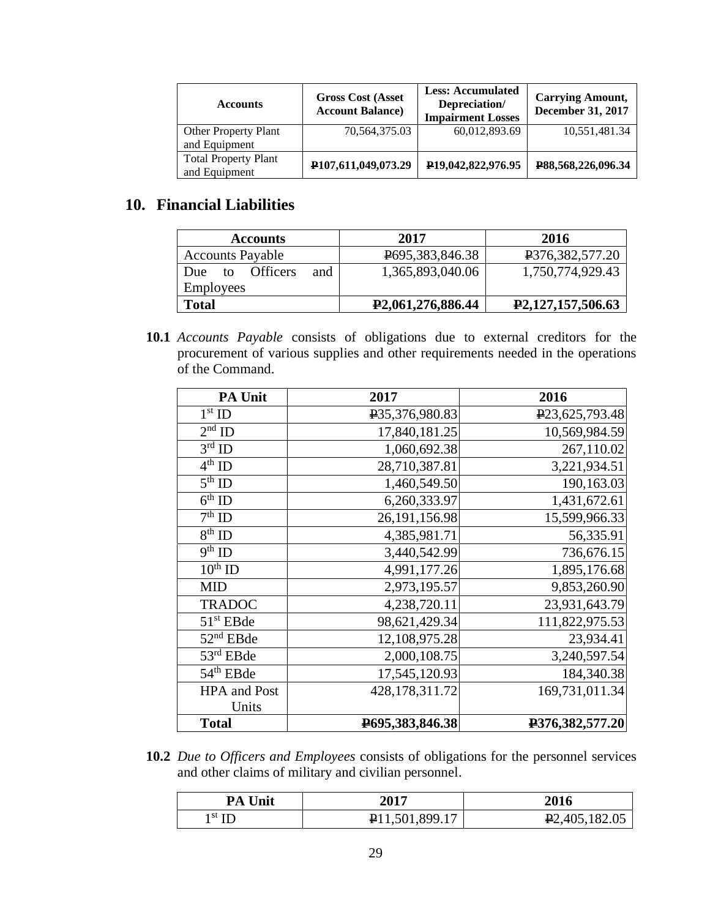| Accounts | Gross Cost (Asset Account Balance) | Less: Accumulated Depreciation/ Impairment Losses | Carrying Amount, December 31, 2017 |
|---|---|---|---|
| Other Property Plant and Equipment | 70,564,375.03 | 60,012,893.69 | 10,551,481.34 |
| Total Property Plant and Equipment | **₱107,611,049,073.29** | **₱19,042,822,976.95** | **₱88,568,226,096.34** |

## 10. Financial Liabilities

| Accounts | 2017 | 2016 |
|---|---|---|
| Accounts Payable | ₱695,383,846.38 | ₱376,382,577.20 |
| Due to Officers and Employees | 1,365,893,040.06 | 1,750,774,929.43 |
| **Total** | **₱2,061,276,886.44** | **₱2,127,157,506.63** |

**10.1** *Accounts Payable* consists of obligations due to external creditors for the procurement of various supplies and other requirements needed in the operations of the Command.

| PA Unit | 2017 | 2016 |
|---|---|---|
| 1st ID | ₱35,376,980.83 | ₱23,625,793.48 |
| 2nd ID | 17,840,181.25 | 10,569,984.59 |
| 3rd ID | 1,060,692.38 | 267,110.02 |
| 4th ID | 28,710,387.81 | 3,221,934.51 |
| 5th ID | 1,460,549.50 | 190,163.03 |
| 6th ID | 6,260,333.97 | 1,431,672.61 |
| 7th ID | 26,191,156.98 | 15,599,966.33 |
| 8th ID | 4,385,981.71 | 56,335.91 |
| 9th ID | 3,440,542.99 | 736,676.15 |
| 10th ID | 4,991,177.26 | 1,895,176.68 |
| MID | 2,973,195.57 | 9,853,260.90 |
| TRADOC | 4,238,720.11 | 23,931,643.79 |
| 51st EBde | 98,621,429.34 | 111,822,975.53 |
| 52nd EBde | 12,108,975.28 | 23,934.41 |
| 53rd EBde | 2,000,108.75 | 3,240,597.54 |
| 54th EBde | 17,545,120.93 | 184,340.38 |
| HPA and Post Units | 428,178,311.72 | 169,731,011.34 |
| **Total** | **₱695,383,846.38** | **₱376,382,577.20** |

**10.2** *Due to Officers and Employees* consists of obligations for the personnel services and other claims of military and civilian personnel.

| PA Unit | 2017 | 2016 |
|---|---|---|
| 1st ID | ₱11,501,899.17 | ₱2,405,182.05 |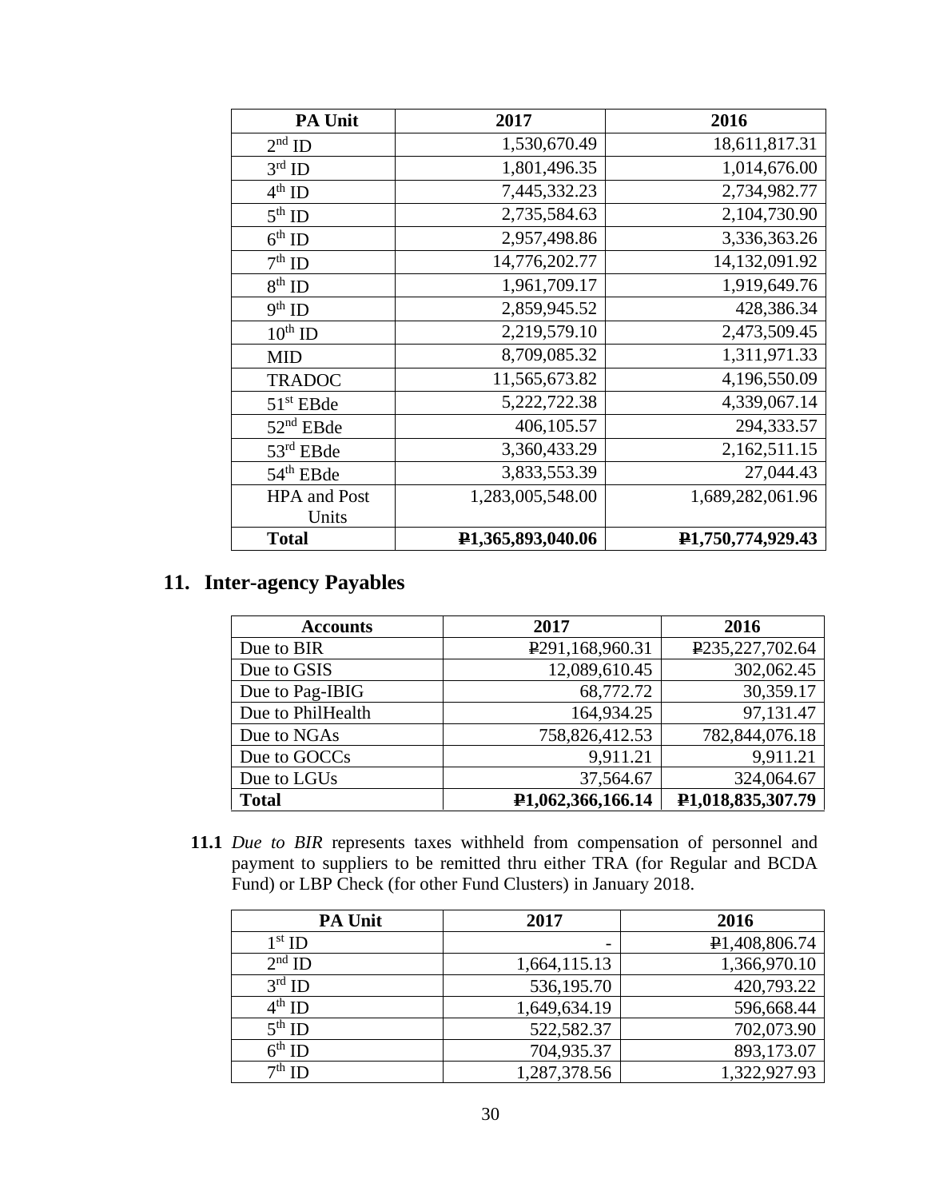| PA Unit | 2017 | 2016 |
| --- | --- | --- |
| 2nd ID | 1,530,670.49 | 18,611,817.31 |
| 3rd ID | 1,801,496.35 | 1,014,676.00 |
| 4th ID | 7,445,332.23 | 2,734,982.77 |
| 5th ID | 2,735,584.63 | 2,104,730.90 |
| 6th ID | 2,957,498.86 | 3,336,363.26 |
| 7th ID | 14,776,202.77 | 14,132,091.92 |
| 8th ID | 1,961,709.17 | 1,919,649.76 |
| 9th ID | 2,859,945.52 | 428,386.34 |
| 10th ID | 2,219,579.10 | 2,473,509.45 |
| MID | 8,709,085.32 | 1,311,971.33 |
| TRADOC | 11,565,673.82 | 4,196,550.09 |
| 51st EBde | 5,222,722.38 | 4,339,067.14 |
| 52nd EBde | 406,105.57 | 294,333.57 |
| 53rd EBde | 3,360,433.29 | 2,162,511.15 |
| 54th EBde | 3,833,553.39 | 27,044.43 |
| HPA and Post Units | 1,283,005,548.00 | 1,689,282,061.96 |
| **Total** | **₱1,365,893,040.06** | **₱1,750,774,929.43** |

## 11. Inter-agency Payables

| Accounts | 2017 | 2016 |
| --- | --- | --- |
| Due to BIR | ₱291,168,960.31 | ₱235,227,702.64 |
| Due to GSIS | 12,089,610.45 | 302,062.45 |
| Due to Pag-IBIG | 68,772.72 | 30,359.17 |
| Due to PhilHealth | 164,934.25 | 97,131.47 |
| Due to NGAs | 758,826,412.53 | 782,844,076.18 |
| Due to GOCCs | 9,911.21 | 9,911.21 |
| Due to LGUs | 37,564.67 | 324,064.67 |
| **Total** | **₱1,062,366,166.14** | **₱1,018,835,307.79** |

**11.1** *Due to BIR* represents taxes withheld from compensation of personnel and payment to suppliers to be remitted thru either TRA (for Regular and BCDA Fund) or LBP Check (for other Fund Clusters) in January 2018.

| PA Unit | 2017 | 2016 |
| --- | --- | --- |
| 1st ID | - | ₱1,408,806.74 |
| 2nd ID | 1,664,115.13 | 1,366,970.10 |
| 3rd ID | 536,195.70 | 420,793.22 |
| 4th ID | 1,649,634.19 | 596,668.44 |
| 5th ID | 522,582.37 | 702,073.90 |
| 6th ID | 704,935.37 | 893,173.07 |
| 7th ID | 1,287,378.56 | 1,322,927.93 |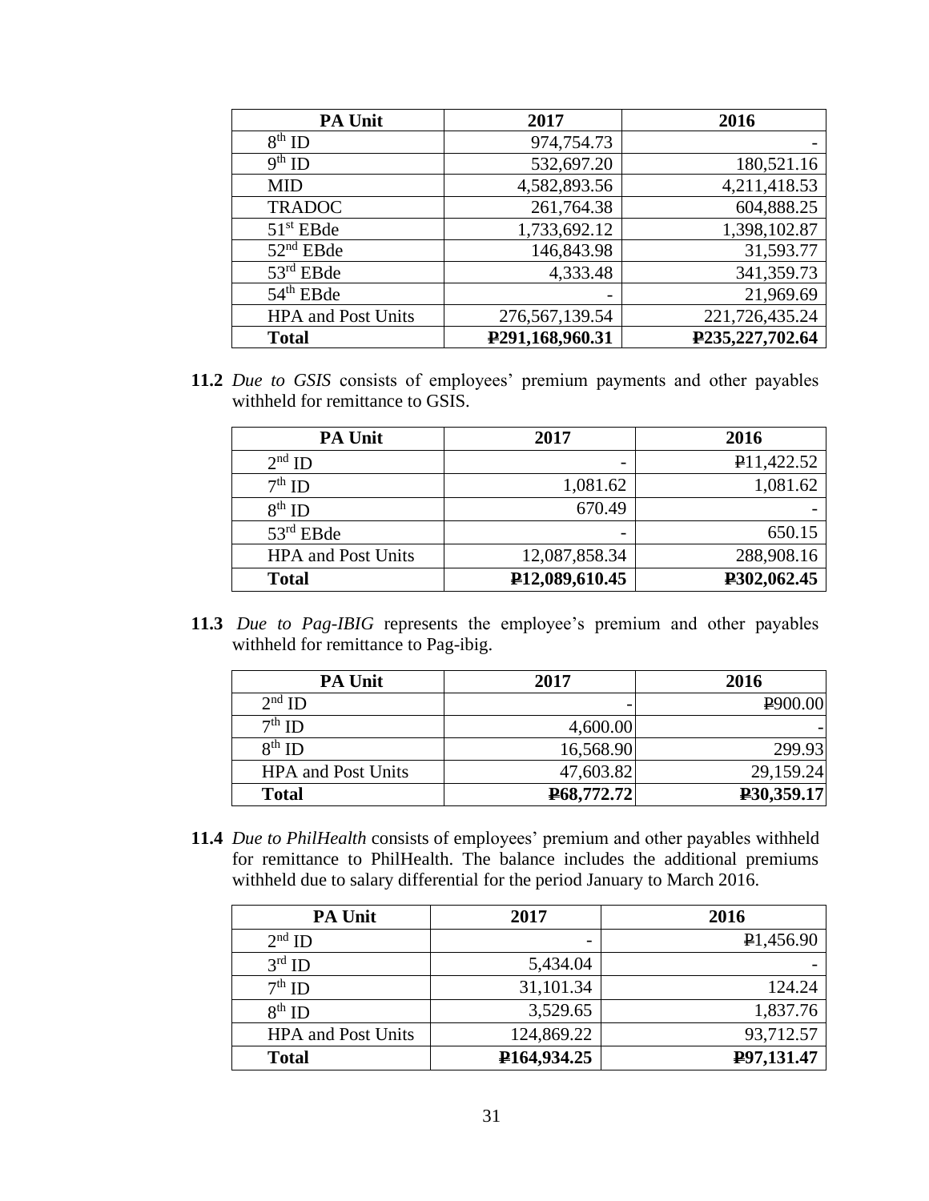| PA Unit | 2017 | 2016 |
|---|---|---|
| 8th ID | 974,754.73 | - |
| 9th ID | 532,697.20 | 180,521.16 |
| MID | 4,582,893.56 | 4,211,418.53 |
| TRADOC | 261,764.38 | 604,888.25 |
| 51st EBde | 1,733,692.12 | 1,398,102.87 |
| 52nd EBde | 146,843.98 | 31,593.77 |
| 53rd EBde | 4,333.48 | 341,359.73 |
| 54th EBde | - | 21,969.69 |
| HPA and Post Units | 276,567,139.54 | 221,726,435.24 |
| **Total** | **₱291,168,960.31** | **₱235,227,702.64** |

**11.2** *Due to GSIS* consists of employees' premium payments and other payables withheld for remittance to GSIS.

| PA Unit | 2017 | 2016 |
|---|---|---|
| 2nd ID | - | ₱11,422.52 |
| 7th ID | 1,081.62 | 1,081.62 |
| 8th ID | 670.49 | - |
| 53rd EBde | - | 650.15 |
| HPA and Post Units | 12,087,858.34 | 288,908.16 |
| **Total** | **₱12,089,610.45** | **₱302,062.45** |

**11.3** *Due to Pag-IBIG* represents the employee's premium and other payables withheld for remittance to Pag-ibig.

| PA Unit | 2017 | 2016 |
|---|---|---|
| 2nd ID | - | ₱900.00 |
| 7th ID | 4,600.00 | - |
| 8th ID | 16,568.90 | 299.93 |
| HPA and Post Units | 47,603.82 | 29,159.24 |
| **Total** | **₱68,772.72** | **₱30,359.17** |

**11.4** *Due to PhilHealth* consists of employees' premium and other payables withheld for remittance to PhilHealth. The balance includes the additional premiums withheld due to salary differential for the period January to March 2016.

| PA Unit | 2017 | 2016 |
|---|---|---|
| 2nd ID | - | ₱1,456.90 |
| 3rd ID | 5,434.04 | - |
| 7th ID | 31,101.34 | 124.24 |
| 8th ID | 3,529.65 | 1,837.76 |
| HPA and Post Units | 124,869.22 | 93,712.57 |
| **Total** | **₱164,934.25** | **₱97,131.47** |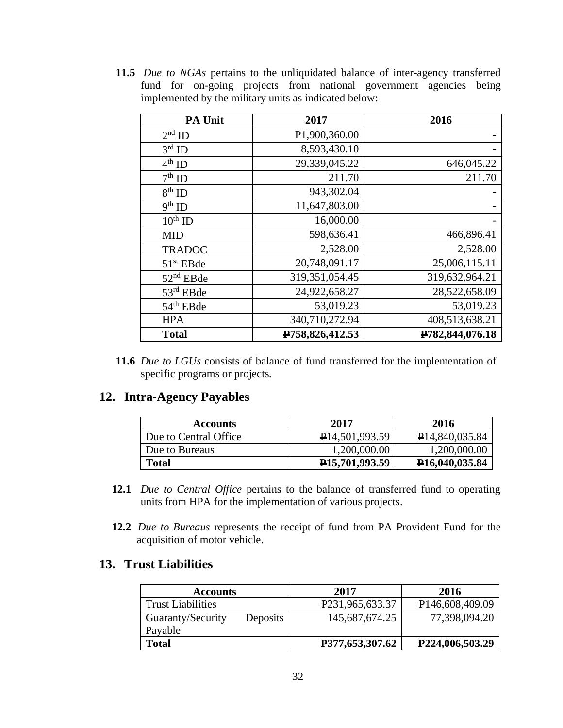**11.5** *Due to NGAs* pertains to the unliquidated balance of inter-agency transferred fund for on-going projects from national government agencies being implemented by the military units as indicated below:

| PA Unit | 2017 | 2016 |
|---|---|---|
| 2nd ID | ₱1,900,360.00 | - |
| 3rd ID | 8,593,430.10 | - |
| 4th ID | 29,339,045.22 | 646,045.22 |
| 7th ID | 211.70 | 211.70 |
| 8th ID | 943,302.04 | - |
| 9th ID | 11,647,803.00 | - |
| 10th ID | 16,000.00 | - |
| MID | 598,636.41 | 466,896.41 |
| TRADOC | 2,528.00 | 2,528.00 |
| 51st EBde | 20,748,091.17 | 25,006,115.11 |
| 52nd EBde | 319,351,054.45 | 319,632,964.21 |
| 53rd EBde | 24,922,658.27 | 28,522,658.09 |
| 54th EBde | 53,019.23 | 53,019.23 |
| HPA | 340,710,272.94 | 408,513,638.21 |
| **Total** | **₱758,826,412.53** | **₱782,844,076.18** |

**11.6** *Due to LGUs* consists of balance of fund transferred for the implementation of specific programs or projects.

## 12. Intra-Agency Payables

| Accounts | 2017 | 2016 |
|---|---|---|
| Due to Central Office | ₱14,501,993.59 | ₱14,840,035.84 |
| Due to Bureaus | 1,200,000.00 | 1,200,000.00 |
| **Total** | **₱15,701,993.59** | **₱16,040,035.84** |

**12.1** *Due to Central Office* pertains to the balance of transferred fund to operating units from HPA for the implementation of various projects.

**12.2** *Due to Bureaus* represents the receipt of fund from PA Provident Fund for the acquisition of motor vehicle.

## 13. Trust Liabilities

| Accounts | 2017 | 2016 |
|---|---|---|
| Trust Liabilities | ₱231,965,633.37 | ₱146,608,409.09 |
| Guaranty/Security Deposits Payable | 145,687,674.25 | 77,398,094.20 |
| **Total** | **₱377,653,307.62** | **₱224,006,503.29** |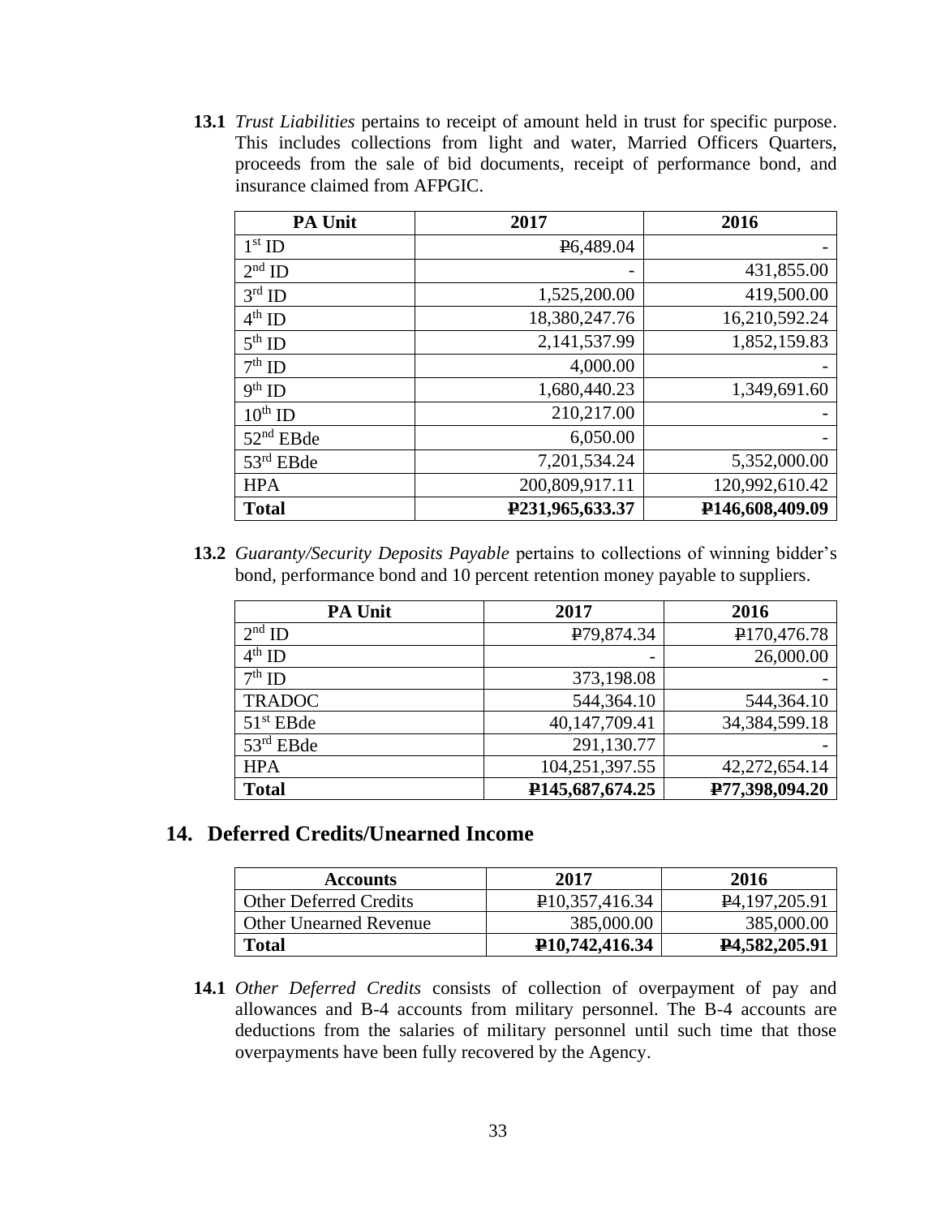**13.1** *Trust Liabilities* pertains to receipt of amount held in trust for specific purpose. This includes collections from light and water, Married Officers Quarters, proceeds from the sale of bid documents, receipt of performance bond, and insurance claimed from AFPGIC.

| PA Unit | 2017 | 2016 |
|---|---|---|
| 1st ID | ₱6,489.04 | - |
| 2nd ID | - | 431,855.00 |
| 3rd ID | 1,525,200.00 | 419,500.00 |
| 4th ID | 18,380,247.76 | 16,210,592.24 |
| 5th ID | 2,141,537.99 | 1,852,159.83 |
| 7th ID | 4,000.00 | - |
| 9th ID | 1,680,440.23 | 1,349,691.60 |
| 10th ID | 210,217.00 | - |
| 52nd EBde | 6,050.00 | - |
| 53rd EBde | 7,201,534.24 | 5,352,000.00 |
| HPA | 200,809,917.11 | 120,992,610.42 |
| **Total** | **₱231,965,633.37** | **₱146,608,409.09** |

**13.2** *Guaranty/Security Deposits Payable* pertains to collections of winning bidder's bond, performance bond and 10 percent retention money payable to suppliers.

| PA Unit | 2017 | 2016 |
|---|---|---|
| 2nd ID | ₱79,874.34 | ₱170,476.78 |
| 4th ID | - | 26,000.00 |
| 7th ID | 373,198.08 | - |
| TRADOC | 544,364.10 | 544,364.10 |
| 51st EBde | 40,147,709.41 | 34,384,599.18 |
| 53rd EBde | 291,130.77 | - |
| HPA | 104,251,397.55 | 42,272,654.14 |
| **Total** | **₱145,687,674.25** | **₱77,398,094.20** |

## 14. Deferred Credits/Unearned Income

| Accounts | 2017 | 2016 |
|---|---|---|
| Other Deferred Credits | ₱10,357,416.34 | ₱4,197,205.91 |
| Other Unearned Revenue | 385,000.00 | 385,000.00 |
| **Total** | **₱10,742,416.34** | **₱4,582,205.91** |

**14.1** *Other Deferred Credits* consists of collection of overpayment of pay and allowances and B-4 accounts from military personnel. The B-4 accounts are deductions from the salaries of military personnel until such time that those overpayments have been fully recovered by the Agency.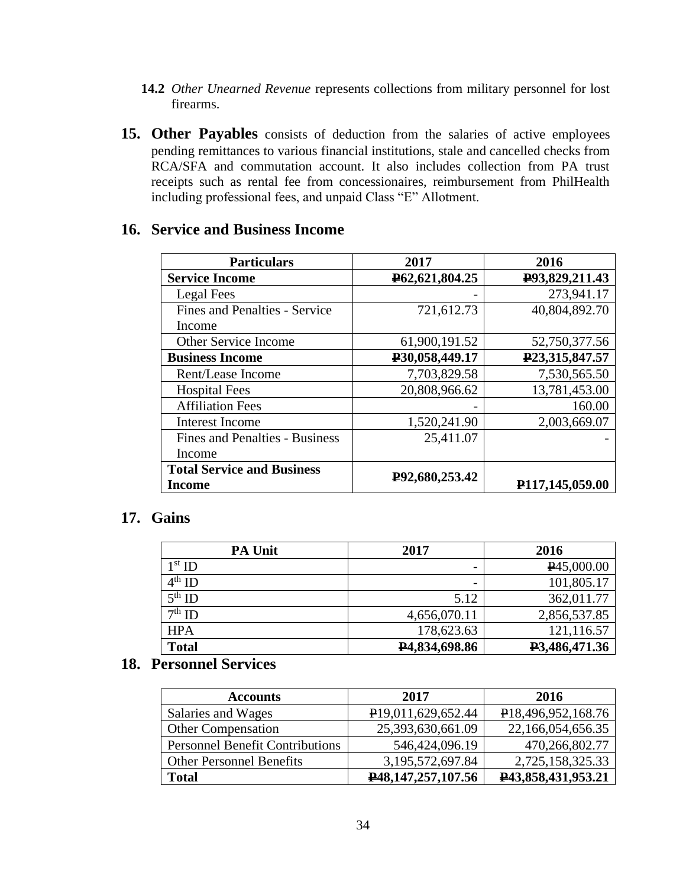**14.2** *Other Unearned Revenue* represents collections from military personnel for lost firearms.

**15. Other Payables** consists of deduction from the salaries of active employees pending remittances to various financial institutions, stale and cancelled checks from RCA/SFA and commutation account. It also includes collection from PA trust receipts such as rental fee from concessionaires, reimbursement from PhilHealth including professional fees, and unpaid Class "E" Allotment.

## 16. Service and Business Income

| Particulars | 2017 | 2016 |
|---|---|---|
| **Service Income** | **₱62,621,804.25** | **₱93,829,211.43** |
| Legal Fees | - | 273,941.17 |
| Fines and Penalties - Service Income | 721,612.73 | 40,804,892.70 |
| Other Service Income | 61,900,191.52 | 52,750,377.56 |
| **Business Income** | **₱30,058,449.17** | **₱23,315,847.57** |
| Rent/Lease Income | 7,703,829.58 | 7,530,565.50 |
| Hospital Fees | 20,808,966.62 | 13,781,453.00 |
| Affiliation Fees | - | 160.00 |
| Interest Income | 1,520,241.90 | 2,003,669.07 |
| Fines and Penalties - Business Income | 25,411.07 | - |
| **Total Service and Business Income** | **₱92,680,253.42** | **₱117,145,059.00** |

## 17. Gains

| PA Unit | 2017 | 2016 |
|---|---|---|
| 1st ID | - | ₱45,000.00 |
| 4th ID | - | 101,805.17 |
| 5th ID | 5.12 | 362,011.77 |
| 7th ID | 4,656,070.11 | 2,856,537.85 |
| HPA | 178,623.63 | 121,116.57 |
| **Total** | **₱4,834,698.86** | **₱3,486,471.36** |

## 18. Personnel Services

| Accounts | 2017 | 2016 |
|---|---|---|
| Salaries and Wages | ₱19,011,629,652.44 | ₱18,496,952,168.76 |
| Other Compensation | 25,393,630,661.09 | 22,166,054,656.35 |
| Personnel Benefit Contributions | 546,424,096.19 | 470,266,802.77 |
| Other Personnel Benefits | 3,195,572,697.84 | 2,725,158,325.33 |
| **Total** | **₱48,147,257,107.56** | **₱43,858,431,953.21** |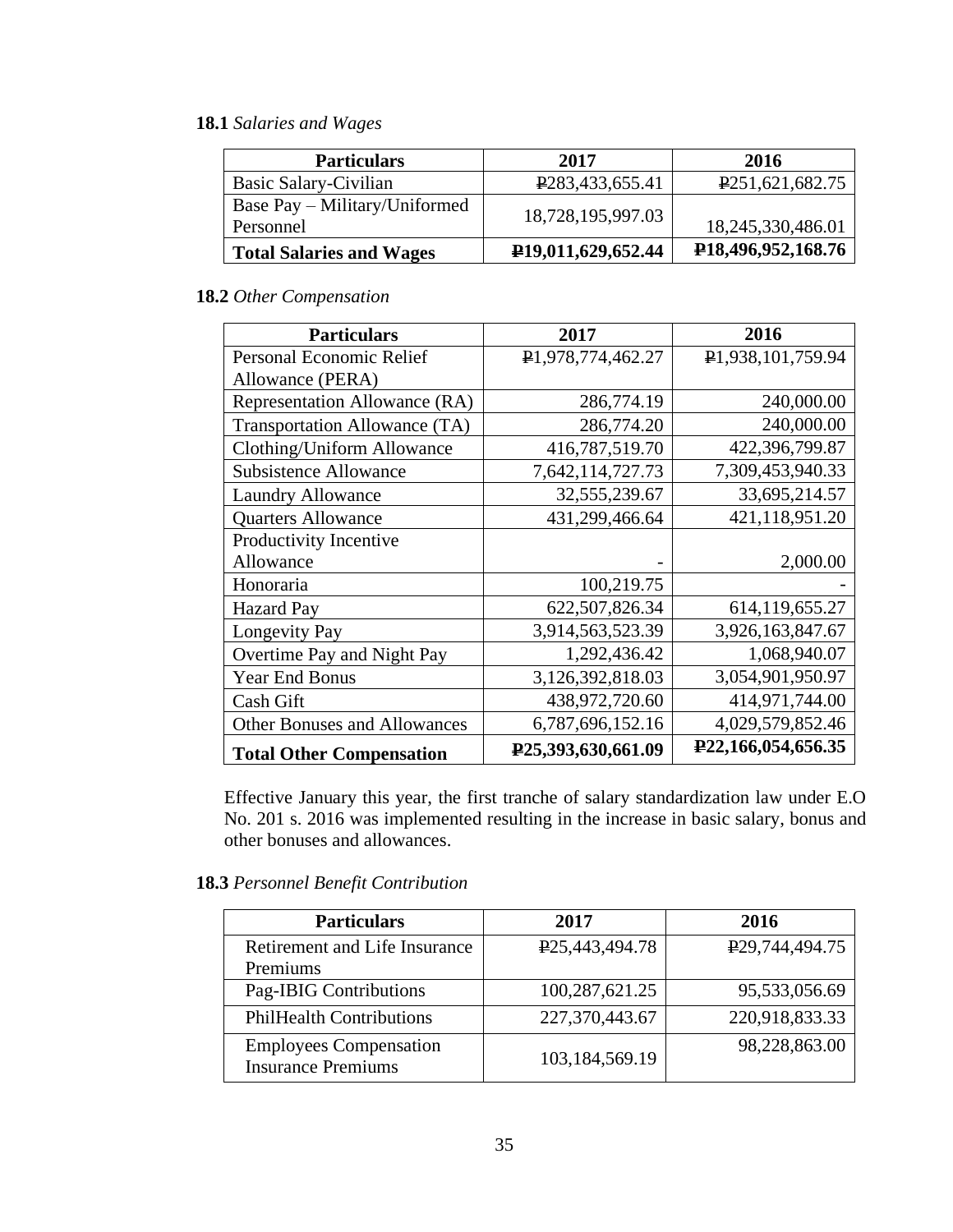**18.1** *Salaries and Wages*

| Particulars | 2017 | 2016 |
|---|---|---|
| Basic Salary-Civilian | ₱283,433,655.41 | ₱251,621,682.75 |
| Base Pay – Military/Uniformed Personnel | 18,728,195,997.03 | 18,245,330,486.01 |
| **Total Salaries and Wages** | **₱19,011,629,652.44** | **₱18,496,952,168.76** |

**18.2** *Other Compensation*

| Particulars | 2017 | 2016 |
|---|---|---|
| Personal Economic Relief Allowance (PERA) | ₱1,978,774,462.27 | ₱1,938,101,759.94 |
| Representation Allowance (RA) | 286,774.19 | 240,000.00 |
| Transportation Allowance (TA) | 286,774.20 | 240,000.00 |
| Clothing/Uniform Allowance | 416,787,519.70 | 422,396,799.87 |
| Subsistence Allowance | 7,642,114,727.73 | 7,309,453,940.33 |
| Laundry Allowance | 32,555,239.67 | 33,695,214.57 |
| Quarters Allowance | 431,299,466.64 | 421,118,951.20 |
| Productivity Incentive Allowance | - | 2,000.00 |
| Honoraria | 100,219.75 | - |
| Hazard Pay | 622,507,826.34 | 614,119,655.27 |
| Longevity Pay | 3,914,563,523.39 | 3,926,163,847.67 |
| Overtime Pay and Night Pay | 1,292,436.42 | 1,068,940.07 |
| Year End Bonus | 3,126,392,818.03 | 3,054,901,950.97 |
| Cash Gift | 438,972,720.60 | 414,971,744.00 |
| Other Bonuses and Allowances | 6,787,696,152.16 | 4,029,579,852.46 |
| **Total Other Compensation** | **₱25,393,630,661.09** | **₱22,166,054,656.35** |

Effective January this year, the first tranche of salary standardization law under E.O No. 201 s. 2016 was implemented resulting in the increase in basic salary, bonus and other bonuses and allowances.

**18.3** *Personnel Benefit Contribution*

| Particulars | 2017 | 2016 |
|---|---|---|
| Retirement and Life Insurance Premiums | ₱25,443,494.78 | ₱29,744,494.75 |
| Pag-IBIG Contributions | 100,287,621.25 | 95,533,056.69 |
| PhilHealth Contributions | 227,370,443.67 | 220,918,833.33 |
| Employees Compensation Insurance Premiums | 103,184,569.19 | 98,228,863.00 |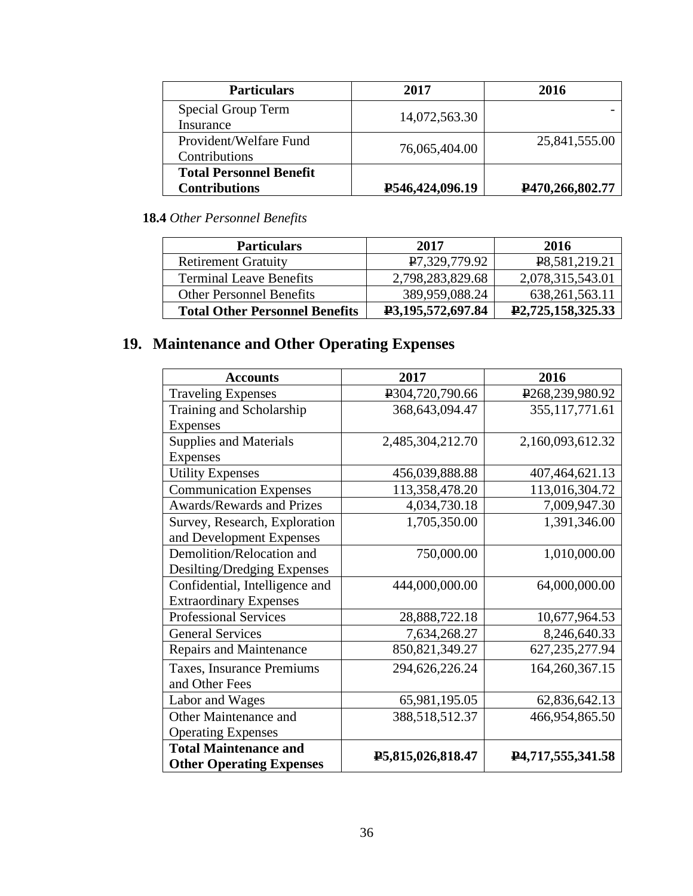| Particulars | 2017 | 2016 |
|---|---|---|
| Special Group Term Insurance | 14,072,563.30 | - |
| Provident/Welfare Fund Contributions | 76,065,404.00 | 25,841,555.00 |
| **Total Personnel Benefit Contributions** | **₱546,424,096.19** | **₱470,266,802.77** |

**18.4** *Other Personnel Benefits*

| Particulars | 2017 | 2016 |
|---|---|---|
| Retirement Gratuity | ₱7,329,779.92 | ₱8,581,219.21 |
| Terminal Leave Benefits | 2,798,283,829.68 | 2,078,315,543.01 |
| Other Personnel Benefits | 389,959,088.24 | 638,261,563.11 |
| **Total Other Personnel Benefits** | **₱3,195,572,697.84** | **₱2,725,158,325.33** |

## 19. Maintenance and Other Operating Expenses

| Accounts | 2017 | 2016 |
|---|---|---|
| Traveling Expenses | ₱304,720,790.66 | ₱268,239,980.92 |
| Training and Scholarship Expenses | 368,643,094.47 | 355,117,771.61 |
| Supplies and Materials Expenses | 2,485,304,212.70 | 2,160,093,612.32 |
| Utility Expenses | 456,039,888.88 | 407,464,621.13 |
| Communication Expenses | 113,358,478.20 | 113,016,304.72 |
| Awards/Rewards and Prizes | 4,034,730.18 | 7,009,947.30 |
| Survey, Research, Exploration and Development Expenses | 1,705,350.00 | 1,391,346.00 |
| Demolition/Relocation and Desilting/Dredging Expenses | 750,000.00 | 1,010,000.00 |
| Confidential, Intelligence and Extraordinary Expenses | 444,000,000.00 | 64,000,000.00 |
| Professional Services | 28,888,722.18 | 10,677,964.53 |
| General Services | 7,634,268.27 | 8,246,640.33 |
| Repairs and Maintenance | 850,821,349.27 | 627,235,277.94 |
| Taxes, Insurance Premiums and Other Fees | 294,626,226.24 | 164,260,367.15 |
| Labor and Wages | 65,981,195.05 | 62,836,642.13 |
| Other Maintenance and Operating Expenses | 388,518,512.37 | 466,954,865.50 |
| **Total Maintenance and Other Operating Expenses** | **₱5,815,026,818.47** | **₱4,717,555,341.58** |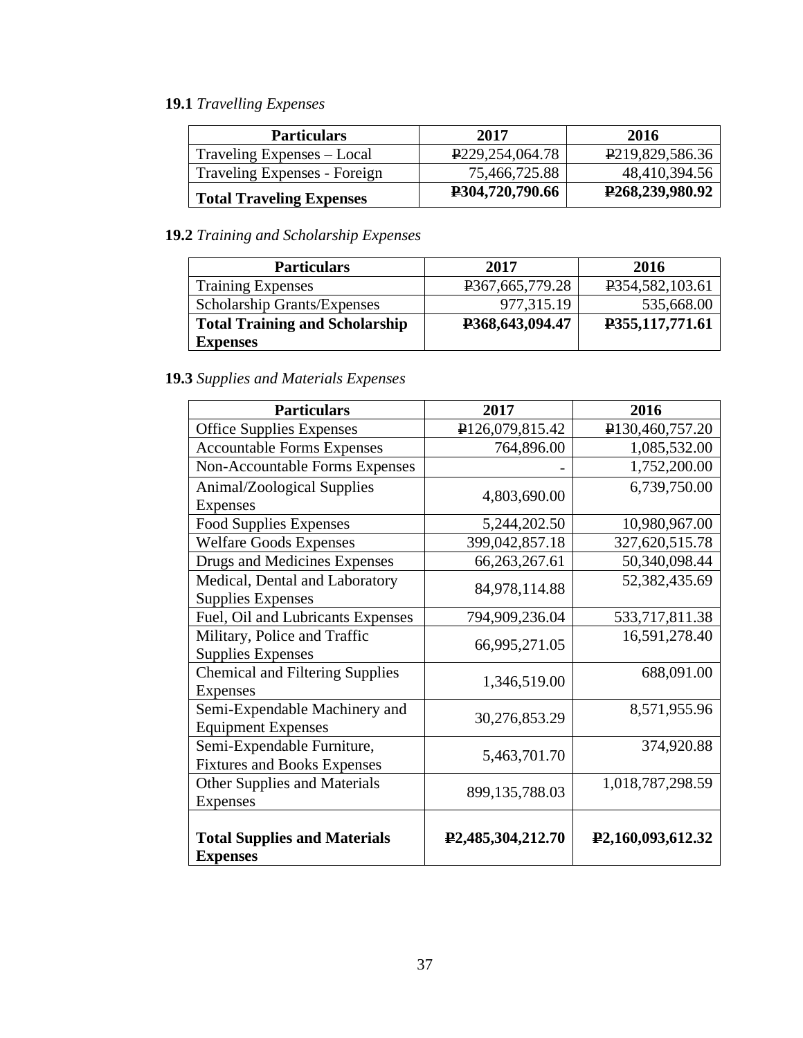**19.1** *Travelling Expenses*

| Particulars | 2017 | 2016 |
|---|---|---|
| Traveling Expenses – Local | ₱229,254,064.78 | ₱219,829,586.36 |
| Traveling Expenses - Foreign | 75,466,725.88 | 48,410,394.56 |
| **Total Traveling Expenses** | **₱304,720,790.66** | **₱268,239,980.92** |

**19.2** *Training and Scholarship Expenses*

| Particulars | 2017 | 2016 |
|---|---|---|
| Training Expenses | ₱367,665,779.28 | ₱354,582,103.61 |
| Scholarship Grants/Expenses | 977,315.19 | 535,668.00 |
| **Total Training and Scholarship Expenses** | **₱368,643,094.47** | **₱355,117,771.61** |

**19.3** *Supplies and Materials Expenses*

| Particulars | 2017 | 2016 |
|---|---|---|
| Office Supplies Expenses | ₱126,079,815.42 | ₱130,460,757.20 |
| Accountable Forms Expenses | 764,896.00 | 1,085,532.00 |
| Non-Accountable Forms Expenses | - | 1,752,200.00 |
| Animal/Zoological Supplies Expenses | 4,803,690.00 | 6,739,750.00 |
| Food Supplies Expenses | 5,244,202.50 | 10,980,967.00 |
| Welfare Goods Expenses | 399,042,857.18 | 327,620,515.78 |
| Drugs and Medicines Expenses | 66,263,267.61 | 50,340,098.44 |
| Medical, Dental and Laboratory Supplies Expenses | 84,978,114.88 | 52,382,435.69 |
| Fuel, Oil and Lubricants Expenses | 794,909,236.04 | 533,717,811.38 |
| Military, Police and Traffic Supplies Expenses | 66,995,271.05 | 16,591,278.40 |
| Chemical and Filtering Supplies Expenses | 1,346,519.00 | 688,091.00 |
| Semi-Expendable Machinery and Equipment Expenses | 30,276,853.29 | 8,571,955.96 |
| Semi-Expendable Furniture, Fixtures and Books Expenses | 5,463,701.70 | 374,920.88 |
| Other Supplies and Materials Expenses | 899,135,788.03 | 1,018,787,298.59 |
| **Total Supplies and Materials Expenses** | **₱2,485,304,212.70** | **₱2,160,093,612.32** |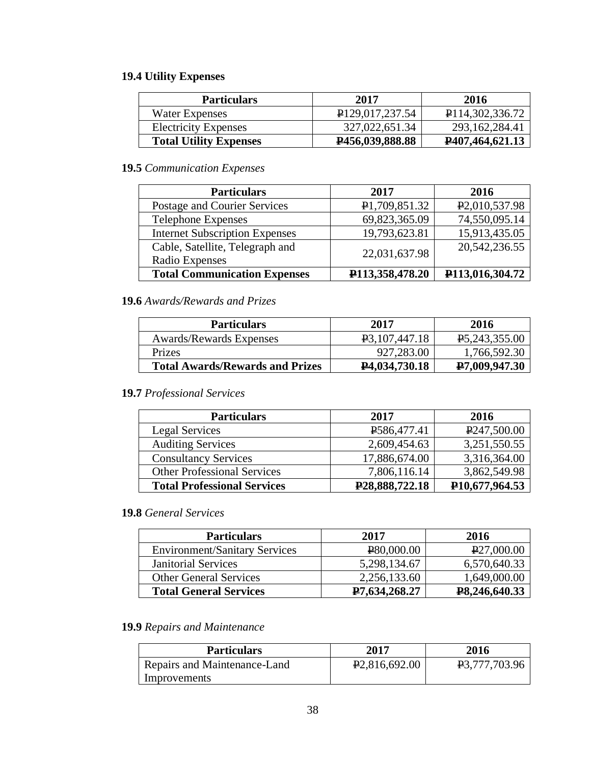**19.4 Utility Expenses**

| Particulars | 2017 | 2016 |
|---|---|---|
| Water Expenses | ₱129,017,237.54 | ₱114,302,336.72 |
| Electricity Expenses | 327,022,651.34 | 293,162,284.41 |
| **Total Utility Expenses** | **₱456,039,888.88** | **₱407,464,621.13** |

**19.5** *Communication Expenses*

| Particulars | 2017 | 2016 |
|---|---|---|
| Postage and Courier Services | ₱1,709,851.32 | ₱2,010,537.98 |
| Telephone Expenses | 69,823,365.09 | 74,550,095.14 |
| Internet Subscription Expenses | 19,793,623.81 | 15,913,435.05 |
| Cable, Satellite, Telegraph and Radio Expenses | 22,031,637.98 | 20,542,236.55 |
| **Total Communication Expenses** | **₱113,358,478.20** | **₱113,016,304.72** |

**19.6** *Awards/Rewards and Prizes*

| Particulars | 2017 | 2016 |
|---|---|---|
| Awards/Rewards Expenses | ₱3,107,447.18 | ₱5,243,355.00 |
| Prizes | 927,283.00 | 1,766,592.30 |
| **Total Awards/Rewards and Prizes** | **₱4,034,730.18** | **₱7,009,947.30** |

**19.7** *Professional Services*

| Particulars | 2017 | 2016 |
|---|---|---|
| Legal Services | ₱586,477.41 | ₱247,500.00 |
| Auditing Services | 2,609,454.63 | 3,251,550.55 |
| Consultancy Services | 17,886,674.00 | 3,316,364.00 |
| Other Professional Services | 7,806,116.14 | 3,862,549.98 |
| **Total Professional Services** | **₱28,888,722.18** | **₱10,677,964.53** |

**19.8** *General Services*

| Particulars | 2017 | 2016 |
|---|---|---|
| Environment/Sanitary Services | ₱80,000.00 | ₱27,000.00 |
| Janitorial Services | 5,298,134.67 | 6,570,640.33 |
| Other General Services | 2,256,133.60 | 1,649,000.00 |
| **Total General Services** | **₱7,634,268.27** | **₱8,246,640.33** |

**19.9** *Repairs and Maintenance*

| Particulars | 2017 | 2016 |
|---|---|---|
| Repairs and Maintenance-Land Improvements | ₱2,816,692.00 | ₱3,777,703.96 |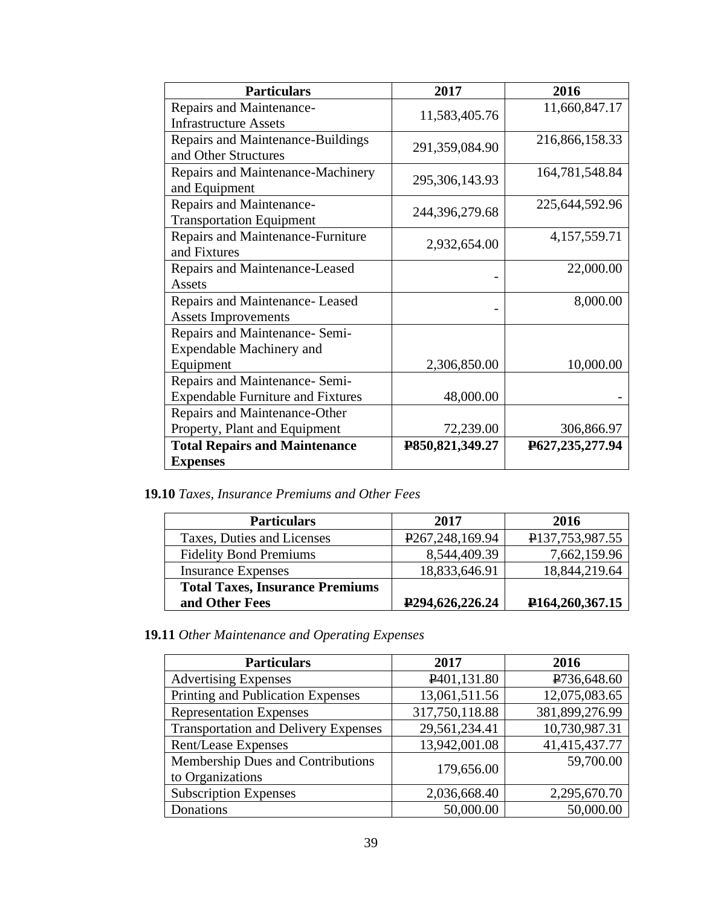| Particulars | 2017 | 2016 |
|---|---|---|
| Repairs and Maintenance-Infrastructure Assets | 11,583,405.76 | 11,660,847.17 |
| Repairs and Maintenance-Buildings and Other Structures | 291,359,084.90 | 216,866,158.33 |
| Repairs and Maintenance-Machinery and Equipment | 295,306,143.93 | 164,781,548.84 |
| Repairs and Maintenance-Transportation Equipment | 244,396,279.68 | 225,644,592.96 |
| Repairs and Maintenance-Furniture and Fixtures | 2,932,654.00 | 4,157,559.71 |
| Repairs and Maintenance-Leased Assets | - | 22,000.00 |
| Repairs and Maintenance- Leased Assets Improvements | - | 8,000.00 |
| Repairs and Maintenance- Semi-Expendable Machinery and Equipment | 2,306,850.00 | 10,000.00 |
| Repairs and Maintenance- Semi-Expendable Furniture and Fixtures | 48,000.00 | - |
| Repairs and Maintenance-Other Property, Plant and Equipment | 72,239.00 | 306,866.97 |
| **Total Repairs and Maintenance Expenses** | **₱850,821,349.27** | **₱627,235,277.94** |

**19.10** *Taxes, Insurance Premiums and Other Fees*

| Particulars | 2017 | 2016 |
|---|---|---|
| Taxes, Duties and Licenses | ₱267,248,169.94 | ₱137,753,987.55 |
| Fidelity Bond Premiums | 8,544,409.39 | 7,662,159.96 |
| Insurance Expenses | 18,833,646.91 | 18,844,219.64 |
| **Total Taxes, Insurance Premiums and Other Fees** | **₱294,626,226.24** | **₱164,260,367.15** |

**19.11** *Other Maintenance and Operating Expenses*

| Particulars | 2017 | 2016 |
|---|---|---|
| Advertising Expenses | ₱401,131.80 | ₱736,648.60 |
| Printing and Publication Expenses | 13,061,511.56 | 12,075,083.65 |
| Representation Expenses | 317,750,118.88 | 381,899,276.99 |
| Transportation and Delivery Expenses | 29,561,234.41 | 10,730,987.31 |
| Rent/Lease Expenses | 13,942,001.08 | 41,415,437.77 |
| Membership Dues and Contributions to Organizations | 179,656.00 | 59,700.00 |
| Subscription Expenses | 2,036,668.40 | 2,295,670.70 |
| Donations | 50,000.00 | 50,000.00 |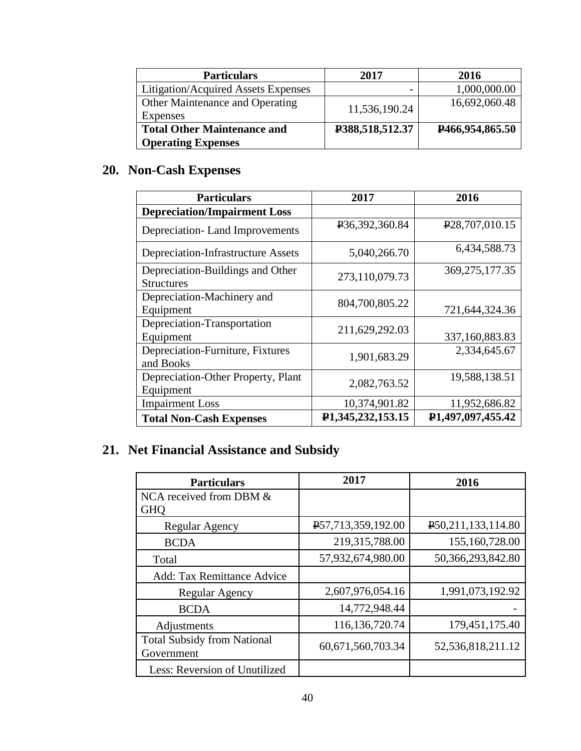| Particulars | 2017 | 2016 |
|---|---|---|
| Litigation/Acquired Assets Expenses | - | 1,000,000.00 |
| Other Maintenance and Operating Expenses | 11,536,190.24 | 16,692,060.48 |
| **Total Other Maintenance and Operating Expenses** | **₱388,518,512.37** | **₱466,954,865.50** |

## 20. Non-Cash Expenses

| Particulars | 2017 | 2016 |
|---|---|---|
| **Depreciation/Impairment Loss** | | |
| Depreciation- Land Improvements | ₱36,392,360.84 | ₱28,707,010.15 |
| Depreciation-Infrastructure Assets | 5,040,266.70 | 6,434,588.73 |
| Depreciation-Buildings and Other Structures | 273,110,079.73 | 369,275,177.35 |
| Depreciation-Machinery and Equipment | 804,700,805.22 | 721,644,324.36 |
| Depreciation-Transportation Equipment | 211,629,292.03 | 337,160,883.83 |
| Depreciation-Furniture, Fixtures and Books | 1,901,683.29 | 2,334,645.67 |
| Depreciation-Other Property, Plant Equipment | 2,082,763.52 | 19,588,138.51 |
| Impairment Loss | 10,374,901.82 | 11,952,686.82 |
| **Total Non-Cash Expenses** | **₱1,345,232,153.15** | **₱1,497,097,455.42** |

## 21. Net Financial Assistance and Subsidy

| Particulars | 2017 | 2016 |
|---|---|---|
| NCA received from DBM & GHQ | | |
| Regular Agency | ₱57,713,359,192.00 | ₱50,211,133,114.80 |
| BCDA | 219,315,788.00 | 155,160,728.00 |
| Total | 57,932,674,980.00 | 50,366,293,842.80 |
| Add: Tax Remittance Advice | | |
| Regular Agency | 2,607,976,054.16 | 1,991,073,192.92 |
| BCDA | 14,772,948.44 | - |
| Adjustments | 116,136,720.74 | 179,451,175.40 |
| Total Subsidy from National Government | 60,671,560,703.34 | 52,536,818,211.12 |
| Less: Reversion of Unutilized | | |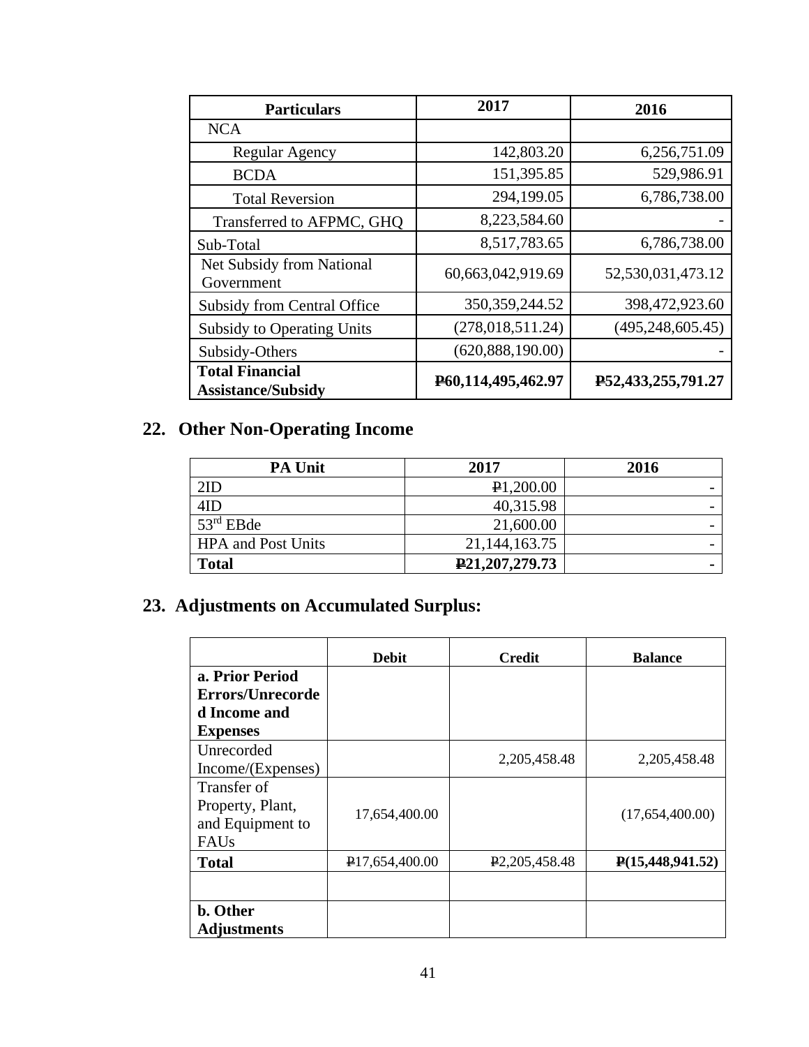| Particulars | 2017 | 2016 |
|---|---|---|
| NCA | | |
| Regular Agency | 142,803.20 | 6,256,751.09 |
| BCDA | 151,395.85 | 529,986.91 |
| Total Reversion | 294,199.05 | 6,786,738.00 |
| Transferred to AFPMC, GHQ | 8,223,584.60 | - |
| Sub-Total | 8,517,783.65 | 6,786,738.00 |
| Net Subsidy from National Government | 60,663,042,919.69 | 52,530,031,473.12 |
| Subsidy from Central Office | 350,359,244.52 | 398,472,923.60 |
| Subsidy to Operating Units | (278,018,511.24) | (495,248,605.45) |
| Subsidy-Others | (620,888,190.00) | - |
| **Total Financial Assistance/Subsidy** | **₱60,114,495,462.97** | **₱52,433,255,791.27** |

## 22. Other Non-Operating Income

| PA Unit | 2017 | 2016 |
|---|---|---|
| 2ID | ₱1,200.00 | - |
| 4ID | 40,315.98 | - |
| 53rd EBde | 21,600.00 | - |
| HPA and Post Units | 21,144,163.75 | - |
| **Total** | **₱21,207,279.73** | **-** |

## 23. Adjustments on Accumulated Surplus:

| | Debit | Credit | Balance |
|---|---|---|---|
| **a. Prior Period Errors/Unrecorded Income and Expenses** | | | |
| Unrecorded Income/(Expenses) | | 2,205,458.48 | 2,205,458.48 |
| Transfer of Property, Plant, and Equipment to FAUs | 17,654,400.00 | | (17,654,400.00) |
| **Total** | ₱17,654,400.00 | ₱2,205,458.48 | **₱(15,448,941.52)** |
| | | | |
| **b. Other Adjustments** | | | |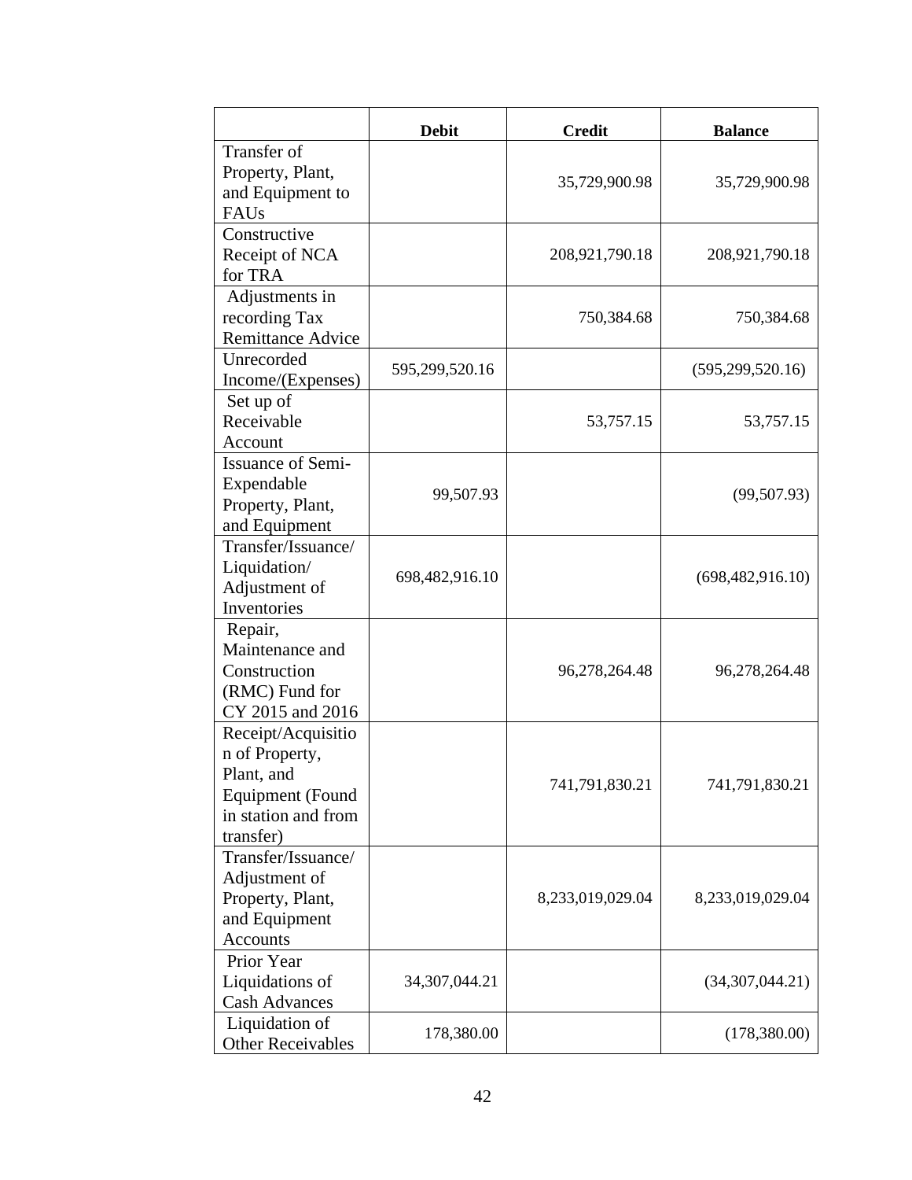| | Debit | Credit | Balance |
|---|---|---|---|
| Transfer of Property, Plant, and Equipment to FAUs | | 35,729,900.98 | 35,729,900.98 |
| Constructive Receipt of NCA for TRA | | 208,921,790.18 | 208,921,790.18 |
| Adjustments in recording Tax Remittance Advice | | 750,384.68 | 750,384.68 |
| Unrecorded Income/(Expenses) | 595,299,520.16 | | (595,299,520.16) |
| Set up of Receivable Account | | 53,757.15 | 53,757.15 |
| Issuance of Semi-Expendable Property, Plant, and Equipment | 99,507.93 | | (99,507.93) |
| Transfer/Issuance/ Liquidation/ Adjustment of Inventories | 698,482,916.10 | | (698,482,916.10) |
| Repair, Maintenance and Construction (RMC) Fund for CY 2015 and 2016 | | 96,278,264.48 | 96,278,264.48 |
| Receipt/Acquisition of Property, Plant, and Equipment (Found in station and from transfer) | | 741,791,830.21 | 741,791,830.21 |
| Transfer/Issuance/ Adjustment of Property, Plant, and Equipment Accounts | | 8,233,019,029.04 | 8,233,019,029.04 |
| Prior Year Liquidations of Cash Advances | 34,307,044.21 | | (34,307,044.21) |
| Liquidation of Other Receivables | 178,380.00 | | (178,380.00) |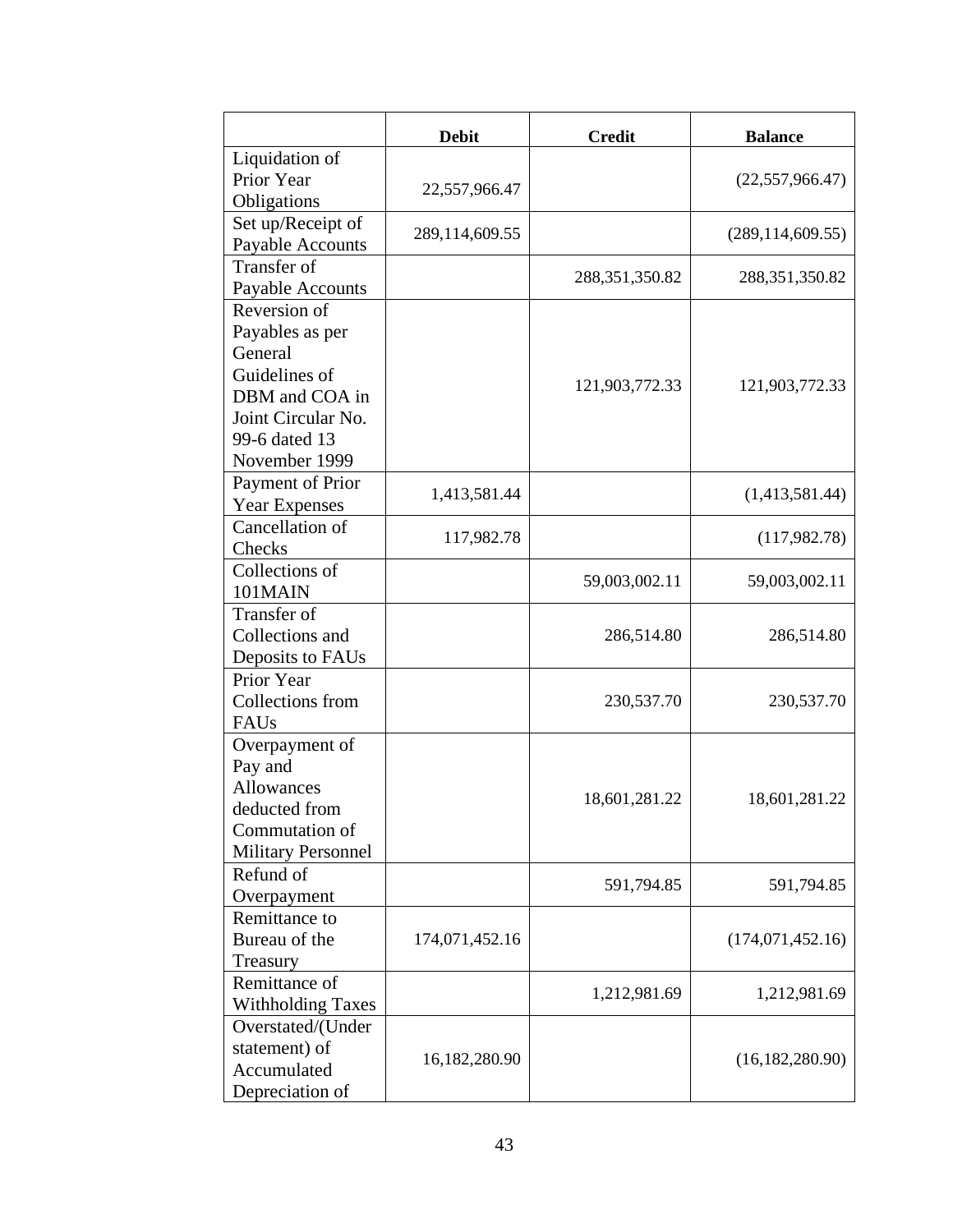| | Debit | Credit | Balance |
|---|---|---|---|
| Liquidation of Prior Year Obligations | 22,557,966.47 | | (22,557,966.47) |
| Set up/Receipt of Payable Accounts | 289,114,609.55 | | (289,114,609.55) |
| Transfer of Payable Accounts | | 288,351,350.82 | 288,351,350.82 |
| Reversion of Payables as per General Guidelines of DBM and COA in Joint Circular No. 99-6 dated 13 November 1999 | | 121,903,772.33 | 121,903,772.33 |
| Payment of Prior Year Expenses | 1,413,581.44 | | (1,413,581.44) |
| Cancellation of Checks | 117,982.78 | | (117,982.78) |
| Collections of 101MAIN | | 59,003,002.11 | 59,003,002.11 |
| Transfer of Collections and Deposits to FAUs | | 286,514.80 | 286,514.80 |
| Prior Year Collections from FAUs | | 230,537.70 | 230,537.70 |
| Overpayment of Pay and Allowances deducted from Commutation of Military Personnel | | 18,601,281.22 | 18,601,281.22 |
| Refund of Overpayment | | 591,794.85 | 591,794.85 |
| Remittance to Bureau of the Treasury | 174,071,452.16 | | (174,071,452.16) |
| Remittance of Withholding Taxes | | 1,212,981.69 | 1,212,981.69 |
| Overstated/(Under statement) of Accumulated Depreciation of | 16,182,280.90 | | (16,182,280.90) |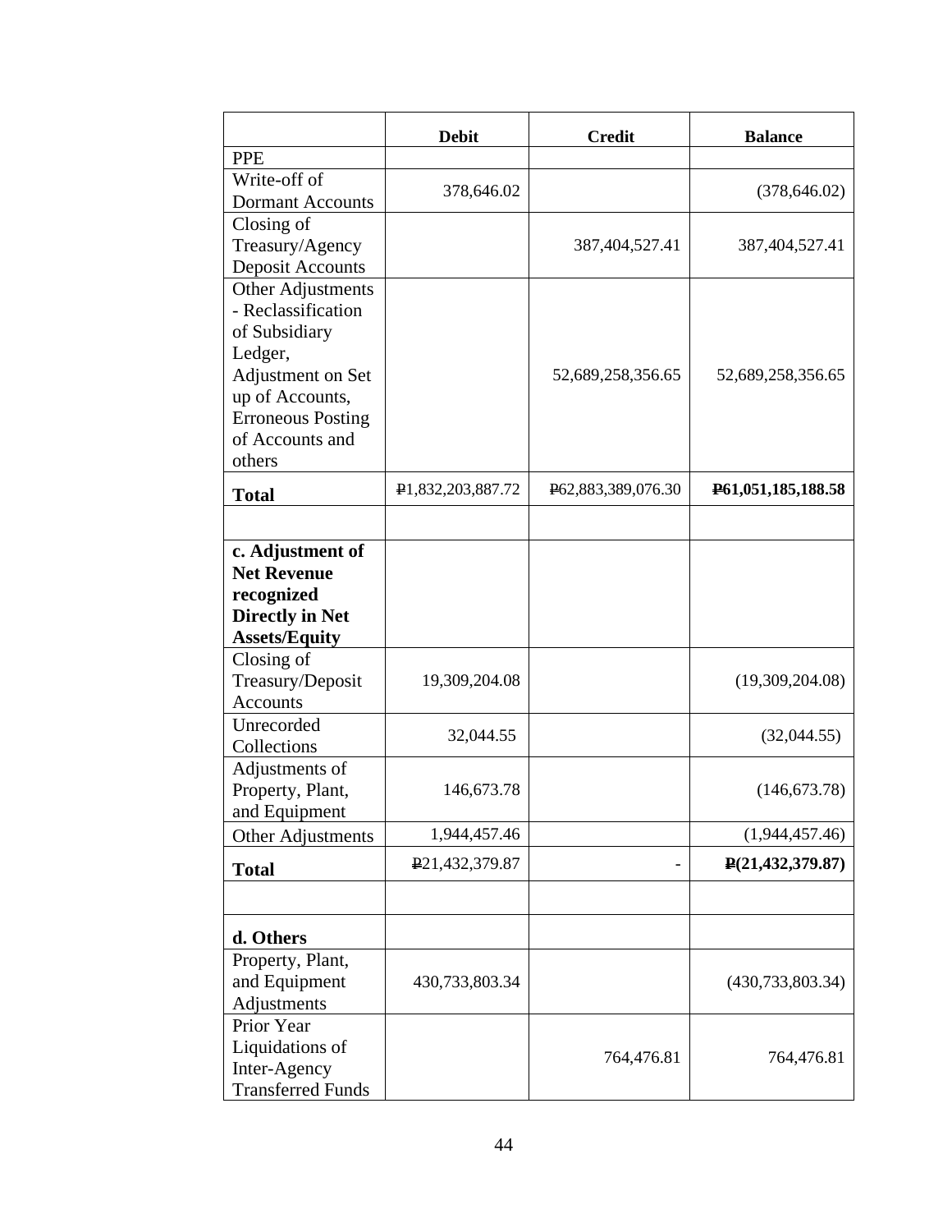| | Debit | Credit | Balance |
|---|---|---|---|
| PPE | | | |
| Write-off of Dormant Accounts | 378,646.02 | | (378,646.02) |
| Closing of Treasury/Agency Deposit Accounts | | 387,404,527.41 | 387,404,527.41 |
| Other Adjustments - Reclassification of Subsidiary Ledger, Adjustment on Set up of Accounts, Erroneous Posting of Accounts and others | | 52,689,258,356.65 | 52,689,258,356.65 |
| **Total** | ₱1,832,203,887.72 | ₱62,883,389,076.30 | **₱61,051,185,188.58** |
| | | | |
| **c. Adjustment of Net Revenue recognized Directly in Net Assets/Equity** | | | |
| Closing of Treasury/Deposit Accounts | 19,309,204.08 | | (19,309,204.08) |
| Unrecorded Collections | 32,044.55 | | (32,044.55) |
| Adjustments of Property, Plant, and Equipment | 146,673.78 | | (146,673.78) |
| Other Adjustments | 1,944,457.46 | | (1,944,457.46) |
| **Total** | ₱21,432,379.87 | - | **₱(21,432,379.87)** |
| | | | |
| **d. Others** | | | |
| Property, Plant, and Equipment Adjustments | 430,733,803.34 | | (430,733,803.34) |
| Prior Year Liquidations of Inter-Agency Transferred Funds | | 764,476.81 | 764,476.81 |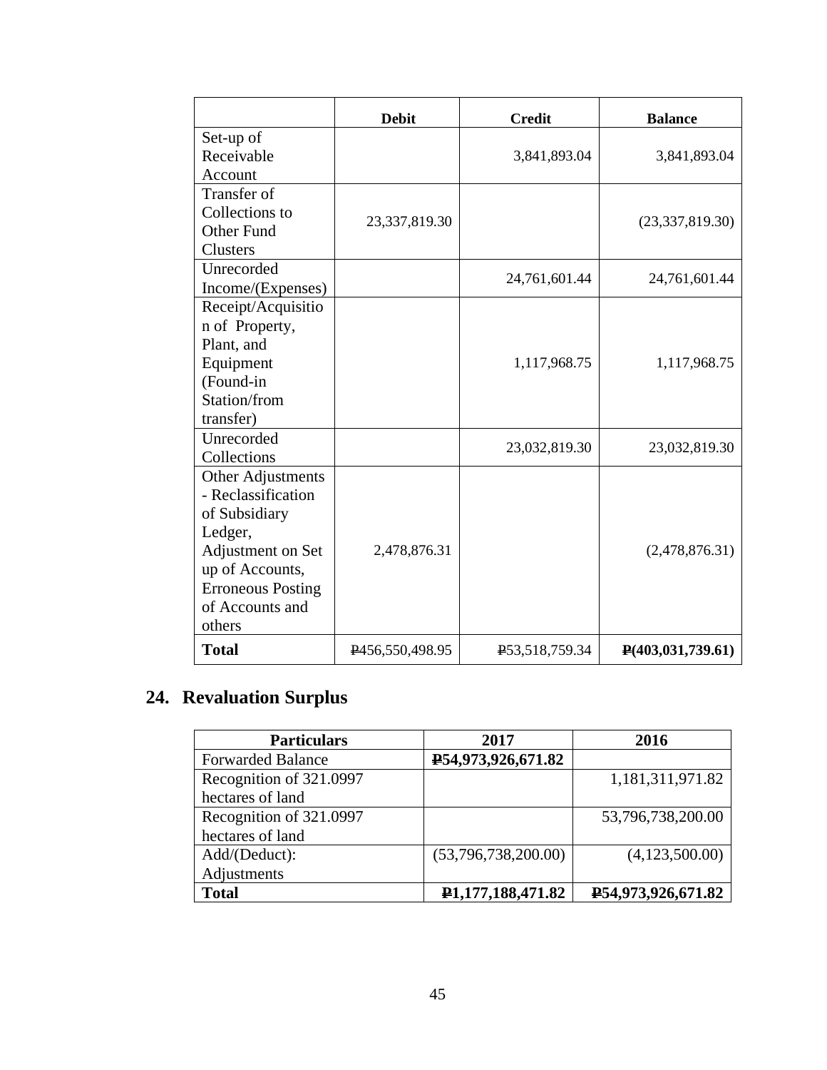| | Debit | Credit | Balance |
|---|---|---|---|
| Set-up of Receivable Account | | 3,841,893.04 | 3,841,893.04 |
| Transfer of Collections to Other Fund Clusters | 23,337,819.30 | | (23,337,819.30) |
| Unrecorded Income/(Expenses) | | 24,761,601.44 | 24,761,601.44 |
| Receipt/Acquisition of Property, Plant, and Equipment (Found-in Station/from transfer) | | 1,117,968.75 | 1,117,968.75 |
| Unrecorded Collections | | 23,032,819.30 | 23,032,819.30 |
| Other Adjustments - Reclassification of Subsidiary Ledger, Adjustment on Set up of Accounts, Erroneous Posting of Accounts and others | 2,478,876.31 | | (2,478,876.31) |
| **Total** | ₱456,550,498.95 | ₱53,518,759.34 | **₱(403,031,739.61)** |

## 24. Revaluation Surplus

| Particulars | 2017 | 2016 |
|---|---|---|
| Forwarded Balance | **₱54,973,926,671.82** | |
| Recognition of 321.0997 hectares of land | | 1,181,311,971.82 |
| Recognition of 321.0997 hectares of land | | 53,796,738,200.00 |
| Add/(Deduct): Adjustments | (53,796,738,200.00) | (4,123,500.00) |
| **Total** | **₱1,177,188,471.82** | **₱54,973,926,671.82** |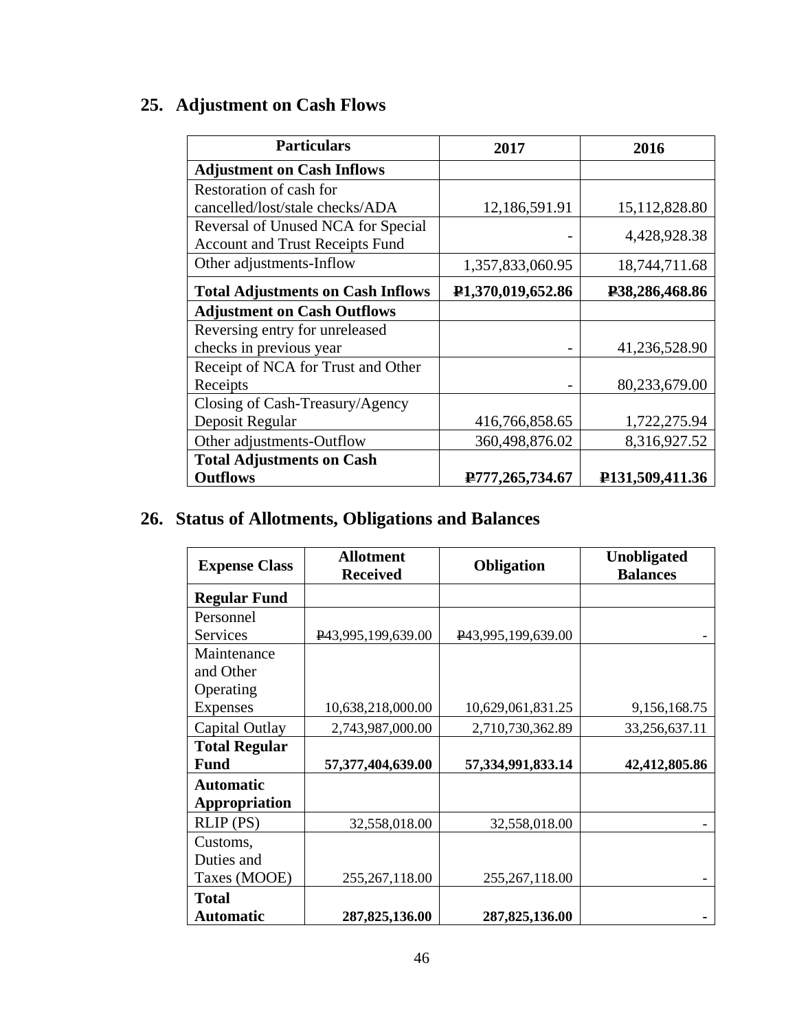## 25. Adjustment on Cash Flows

| Particulars | 2017 | 2016 |
|---|---|---|
| **Adjustment on Cash Inflows** | | |
| Restoration of cash for cancelled/lost/stale checks/ADA | 12,186,591.91 | 15,112,828.80 |
| Reversal of Unused NCA for Special Account and Trust Receipts Fund | - | 4,428,928.38 |
| Other adjustments-Inflow | 1,357,833,060.95 | 18,744,711.68 |
| **Total Adjustments on Cash Inflows** | **₱1,370,019,652.86** | **₱38,286,468.86** |
| **Adjustment on Cash Outflows** | | |
| Reversing entry for unreleased checks in previous year | - | 41,236,528.90 |
| Receipt of NCA for Trust and Other Receipts | - | 80,233,679.00 |
| Closing of Cash-Treasury/Agency Deposit Regular | 416,766,858.65 | 1,722,275.94 |
| Other adjustments-Outflow | 360,498,876.02 | 8,316,927.52 |
| **Total Adjustments on Cash Outflows** | **₱777,265,734.67** | **₱131,509,411.36** |

## 26. Status of Allotments, Obligations and Balances

| Expense Class | Allotment Received | Obligation | Unobligated Balances |
|---|---|---|---|
| **Regular Fund** | | | |
| Personnel Services | ₱43,995,199,639.00 | ₱43,995,199,639.00 | - |
| Maintenance and Other Operating Expenses | 10,638,218,000.00 | 10,629,061,831.25 | 9,156,168.75 |
| Capital Outlay | 2,743,987,000.00 | 2,710,730,362.89 | 33,256,637.11 |
| **Total Regular Fund** | **57,377,404,639.00** | **57,334,991,833.14** | **42,412,805.86** |
| **Automatic Appropriation** | | | |
| RLIP (PS) | 32,558,018.00 | 32,558,018.00 | - |
| Customs, Duties and Taxes (MOOE) | 255,267,118.00 | 255,267,118.00 | - |
| **Total Automatic** | **287,825,136.00** | **287,825,136.00** | **-** |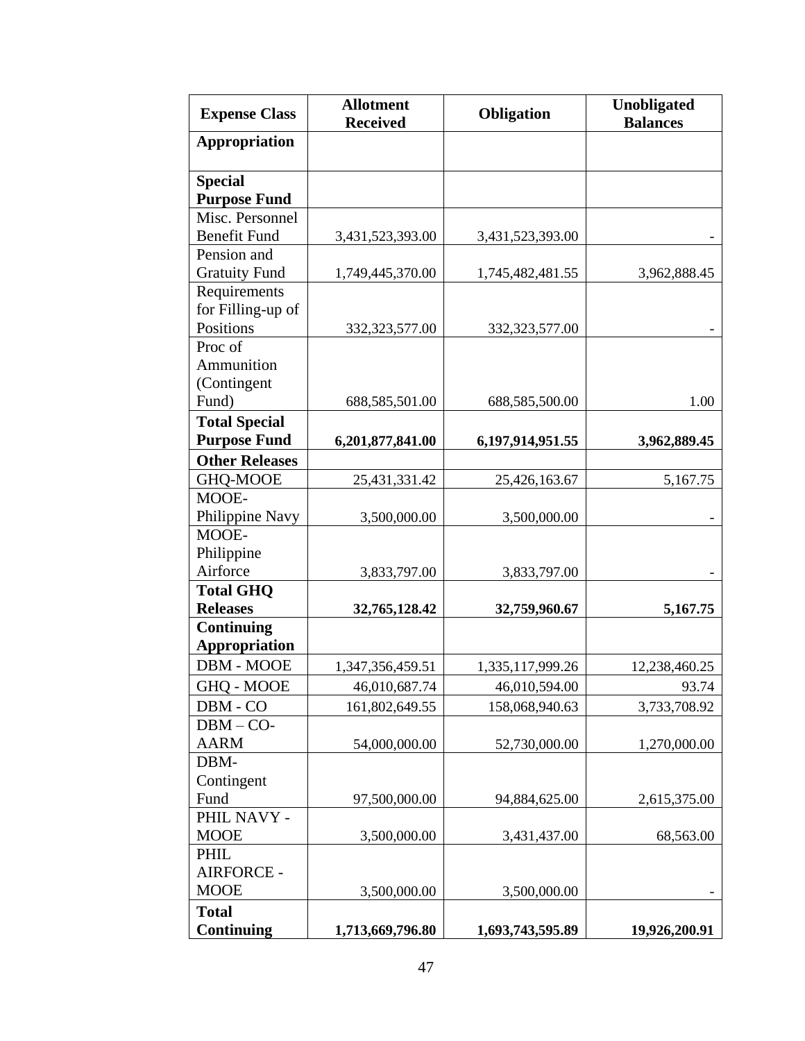| Expense Class | Allotment Received | Obligation | Unobligated Balances |
|---|---|---|---|
| **Appropriation** | | | |
| **Special Purpose Fund** | | | |
| Misc. Personnel Benefit Fund | 3,431,523,393.00 | 3,431,523,393.00 | - |
| Pension and Gratuity Fund | 1,749,445,370.00 | 1,745,482,481.55 | 3,962,888.45 |
| Requirements for Filling-up of Positions | 332,323,577.00 | 332,323,577.00 | - |
| Proc of Ammunition (Contingent Fund) | 688,585,501.00 | 688,585,500.00 | 1.00 |
| **Total Special Purpose Fund** | **6,201,877,841.00** | **6,197,914,951.55** | **3,962,889.45** |
| **Other Releases** | | | |
| GHQ-MOOE | 25,431,331.42 | 25,426,163.67 | 5,167.75 |
| MOOE-Philippine Navy | 3,500,000.00 | 3,500,000.00 | - |
| MOOE-Philippine Airforce | 3,833,797.00 | 3,833,797.00 | - |
| **Total GHQ Releases** | **32,765,128.42** | **32,759,960.67** | **5,167.75** |
| **Continuing Appropriation** | | | |
| DBM - MOOE | 1,347,356,459.51 | 1,335,117,999.26 | 12,238,460.25 |
| GHQ - MOOE | 46,010,687.74 | 46,010,594.00 | 93.74 |
| DBM - CO | 161,802,649.55 | 158,068,940.63 | 3,733,708.92 |
| DBM – CO-AARM | 54,000,000.00 | 52,730,000.00 | 1,270,000.00 |
| DBM-Contingent Fund | 97,500,000.00 | 94,884,625.00 | 2,615,375.00 |
| PHIL NAVY - MOOE | 3,500,000.00 | 3,431,437.00 | 68,563.00 |
| PHIL AIRFORCE - MOOE | 3,500,000.00 | 3,500,000.00 | - |
| **Total Continuing** | **1,713,669,796.80** | **1,693,743,595.89** | **19,926,200.91** |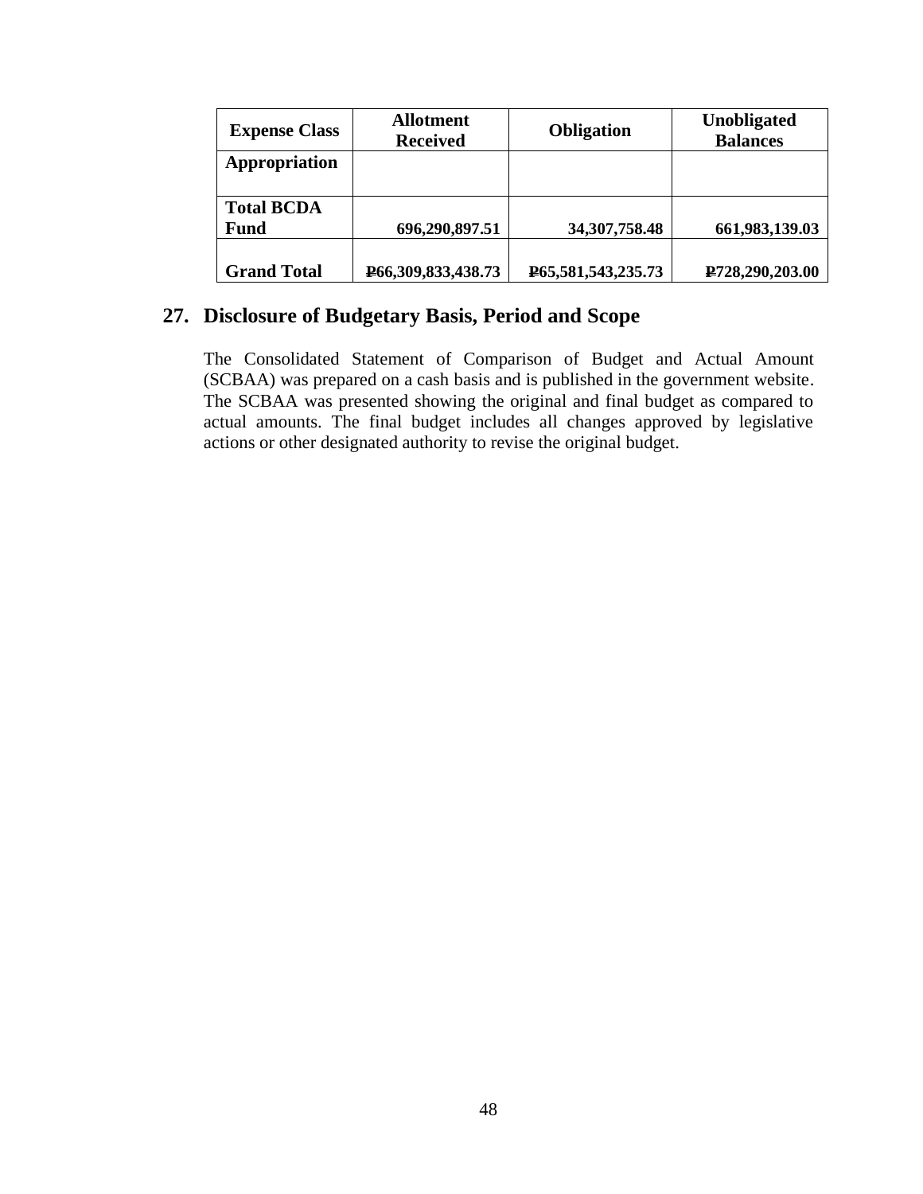| Expense Class | Allotment Received | Obligation | Unobligated Balances |
|---|---|---|---|
| **Appropriation** | | | |
| **Total BCDA Fund** | **696,290,897.51** | **34,307,758.48** | **661,983,139.03** |
| **Grand Total** | **₱66,309,833,438.73** | **₱65,581,543,235.73** | **₱728,290,203.00** |

## 27. Disclosure of Budgetary Basis, Period and Scope

The Consolidated Statement of Comparison of Budget and Actual Amount (SCBAA) was prepared on a cash basis and is published in the government website. The SCBAA was presented showing the original and final budget as compared to actual amounts. The final budget includes all changes approved by legislative actions or other designated authority to revise the original budget.